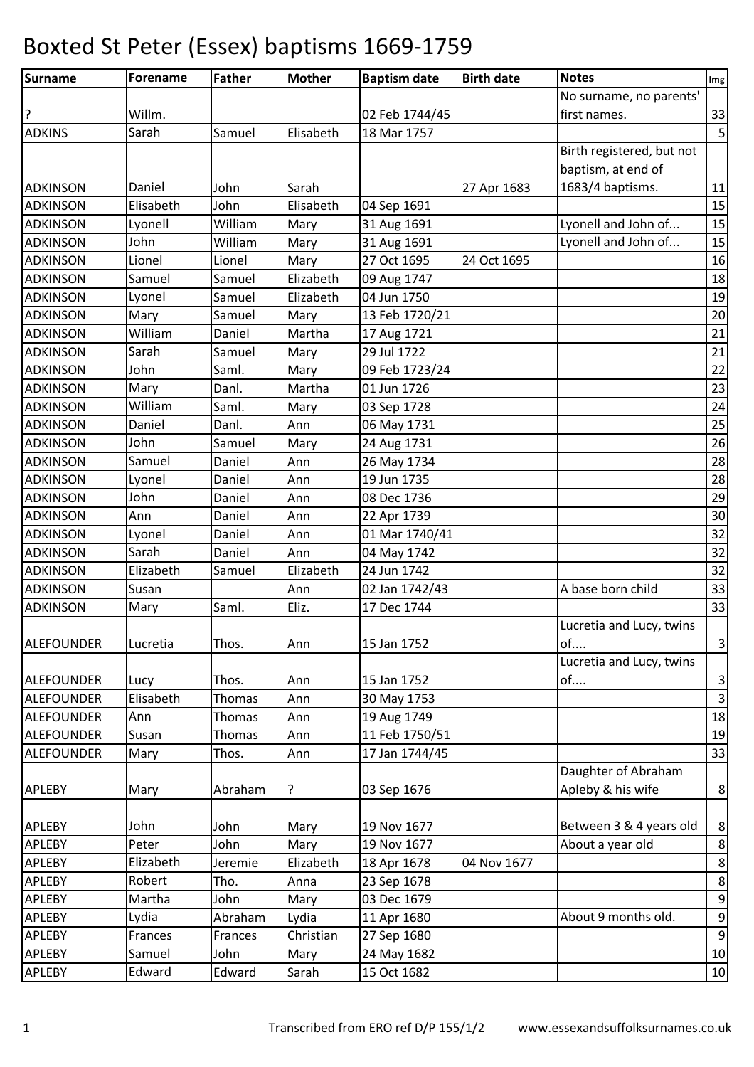# Boxted St Peter (Essex) baptisms 1669-1759

| Surname | Forename | Father | Mother | Baptism date | Birth date | Notes | Img |
|---|---|---|---|---|---|---|---|
| ? | Willm. | | | 02 Feb 1744/45 | | No surname, no parents' first names. | 33 |
| ADKINS | Sarah | Samuel | Elisabeth | 18 Mar 1757 | | | 5 |
| ADKINSON | Daniel | John | Sarah | | 27 Apr 1683 | Birth registered, but not baptism, at end of 1683/4 baptisms. | 11 |
| ADKINSON | Elisabeth | John | Elisabeth | 04 Sep 1691 | | | 15 |
| ADKINSON | Lyonell | William | Mary | 31 Aug 1691 | | Lyonell and John of... | 15 |
| ADKINSON | John | William | Mary | 31 Aug 1691 | | Lyonell and John of... | 15 |
| ADKINSON | Lionel | Lionel | Mary | 27 Oct 1695 | 24 Oct 1695 | | 16 |
| ADKINSON | Samuel | Samuel | Elizabeth | 09 Aug 1747 | | | 18 |
| ADKINSON | Lyonel | Samuel | Elizabeth | 04 Jun 1750 | | | 19 |
| ADKINSON | Mary | Samuel | Mary | 13 Feb 1720/21 | | | 20 |
| ADKINSON | William | Daniel | Martha | 17 Aug 1721 | | | 21 |
| ADKINSON | Sarah | Samuel | Mary | 29 Jul 1722 | | | 21 |
| ADKINSON | John | Saml. | Mary | 09 Feb 1723/24 | | | 22 |
| ADKINSON | Mary | Danl. | Martha | 01 Jun 1726 | | | 23 |
| ADKINSON | William | Saml. | Mary | 03 Sep 1728 | | | 24 |
| ADKINSON | Daniel | Danl. | Ann | 06 May 1731 | | | 25 |
| ADKINSON | John | Samuel | Mary | 24 Aug 1731 | | | 26 |
| ADKINSON | Samuel | Daniel | Ann | 26 May 1734 | | | 28 |
| ADKINSON | Lyonel | Daniel | Ann | 19 Jun 1735 | | | 28 |
| ADKINSON | John | Daniel | Ann | 08 Dec 1736 | | | 29 |
| ADKINSON | Ann | Daniel | Ann | 22 Apr 1739 | | | 30 |
| ADKINSON | Lyonel | Daniel | Ann | 01 Mar 1740/41 | | | 32 |
| ADKINSON | Sarah | Daniel | Ann | 04 May 1742 | | | 32 |
| ADKINSON | Elizabeth | Samuel | Elizabeth | 24 Jun 1742 | | | 32 |
| ADKINSON | Susan | | Ann | 02 Jan 1742/43 | | A base born child | 33 |
| ADKINSON | Mary | Saml. | Eliz. | 17 Dec 1744 | | | 33 |
| ALEFOUNDER | Lucretia | Thos. | Ann | 15 Jan 1752 | | Lucretia and Lucy, twins of.... | 3 |
| ALEFOUNDER | Lucy | Thos. | Ann | 15 Jan 1752 | | Lucretia and Lucy, twins of.... | 3 |
| ALEFOUNDER | Elisabeth | Thomas | Ann | 30 May 1753 | | | 3 |
| ALEFOUNDER | Ann | Thomas | Ann | 19 Aug 1749 | | | 18 |
| ALEFOUNDER | Susan | Thomas | Ann | 11 Feb 1750/51 | | | 19 |
| ALEFOUNDER | Mary | Thos. | Ann | 17 Jan 1744/45 | | | 33 |
| APLEBY | Mary | Abraham | ? | 03 Sep 1676 | | Daughter of Abraham Apleby & his wife | 8 |
| APLEBY | John | John | Mary | 19 Nov 1677 | | Between 3 & 4 years old | 8 |
| APLEBY | Peter | John | Mary | 19 Nov 1677 | | About a year old | 8 |
| APLEBY | Elizabeth | Jeremie | Elizabeth | 18 Apr 1678 | 04 Nov 1677 | | 8 |
| APLEBY | Robert | Tho. | Anna | 23 Sep 1678 | | | 8 |
| APLEBY | Martha | John | Mary | 03 Dec 1679 | | | 9 |
| APLEBY | Lydia | Abraham | Lydia | 11 Apr 1680 | | About 9 months old. | 9 |
| APLEBY | Frances | Frances | Christian | 27 Sep 1680 | | | 9 |
| APLEBY | Samuel | John | Mary | 24 May 1682 | | | 10 |
| APLEBY | Edward | Edward | Sarah | 15 Oct 1682 | | | 10 |

Transcribed from ERO ref D/P 155/1/2 www.essexandsuffolksurnames.co.uk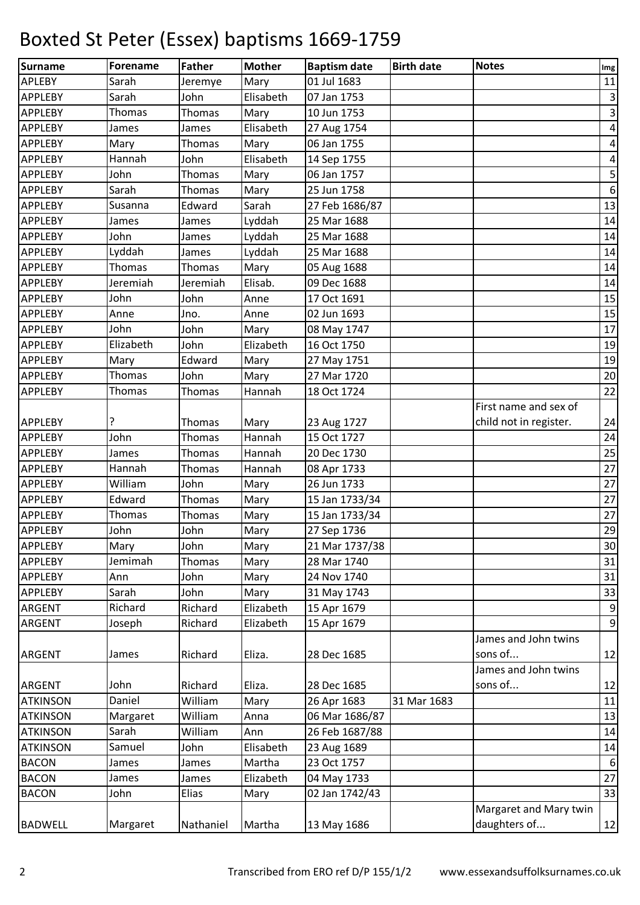# Boxted St Peter (Essex) baptisms 1669-1759

| Surname | Forename | Father | Mother | Baptism date | Birth date | Notes | Img |
|---|---|---|---|---|---|---|---|
| APLEBY | Sarah | Jeremye | Mary | 01 Jul 1683 | | | 11 |
| APPLEBY | Sarah | John | Elisabeth | 07 Jan 1753 | | | 3 |
| APPLEBY | Thomas | Thomas | Mary | 10 Jun 1753 | | | 3 |
| APPLEBY | James | James | Elisabeth | 27 Aug 1754 | | | 4 |
| APPLEBY | Mary | Thomas | Mary | 06 Jan 1755 | | | 4 |
| APPLEBY | Hannah | John | Elisabeth | 14 Sep 1755 | | | 4 |
| APPLEBY | John | Thomas | Mary | 06 Jan 1757 | | | 5 |
| APPLEBY | Sarah | Thomas | Mary | 25 Jun 1758 | | | 6 |
| APPLEBY | Susanna | Edward | Sarah | 27 Feb 1686/87 | | | 13 |
| APPLEBY | James | James | Lyddah | 25 Mar 1688 | | | 14 |
| APPLEBY | John | James | Lyddah | 25 Mar 1688 | | | 14 |
| APPLEBY | Lyddah | James | Lyddah | 25 Mar 1688 | | | 14 |
| APPLEBY | Thomas | Thomas | Mary | 05 Aug 1688 | | | 14 |
| APPLEBY | Jeremiah | Jeremiah | Elisab. | 09 Dec 1688 | | | 14 |
| APPLEBY | John | John | Anne | 17 Oct 1691 | | | 15 |
| APPLEBY | Anne | Jno. | Anne | 02 Jun 1693 | | | 15 |
| APPLEBY | John | John | Mary | 08 May 1747 | | | 17 |
| APPLEBY | Elizabeth | John | Elizabeth | 16 Oct 1750 | | | 19 |
| APPLEBY | Mary | Edward | Mary | 27 May 1751 | | | 19 |
| APPLEBY | Thomas | John | Mary | 27 Mar 1720 | | | 20 |
| APPLEBY | Thomas | Thomas | Hannah | 18 Oct 1724 | | | 22 |
| APPLEBY | ? | Thomas | Mary | 23 Aug 1727 | | First name and sex of child not in register. | 24 |
| APPLEBY | John | Thomas | Hannah | 15 Oct 1727 | | | 24 |
| APPLEBY | James | Thomas | Hannah | 20 Dec 1730 | | | 25 |
| APPLEBY | Hannah | Thomas | Hannah | 08 Apr 1733 | | | 27 |
| APPLEBY | William | John | Mary | 26 Jun 1733 | | | 27 |
| APPLEBY | Edward | Thomas | Mary | 15 Jan 1733/34 | | | 27 |
| APPLEBY | Thomas | Thomas | Mary | 15 Jan 1733/34 | | | 27 |
| APPLEBY | John | John | Mary | 27 Sep 1736 | | | 29 |
| APPLEBY | Mary | John | Mary | 21 Mar 1737/38 | | | 30 |
| APPLEBY | Jemimah | Thomas | Mary | 28 Mar 1740 | | | 31 |
| APPLEBY | Ann | John | Mary | 24 Nov 1740 | | | 31 |
| APPLEBY | Sarah | John | Mary | 31 May 1743 | | | 33 |
| ARGENT | Richard | Richard | Elizabeth | 15 Apr 1679 | | | 9 |
| ARGENT | Joseph | Richard | Elizabeth | 15 Apr 1679 | | | 9 |
| ARGENT | James | Richard | Eliza. | 28 Dec 1685 | | James and John twins sons of... | 12 |
| ARGENT | John | Richard | Eliza. | 28 Dec 1685 | | James and John twins sons of... | 12 |
| ATKINSON | Daniel | William | Mary | 26 Apr 1683 | 31 Mar 1683 | | 11 |
| ATKINSON | Margaret | William | Anna | 06 Mar 1686/87 | | | 13 |
| ATKINSON | Sarah | William | Ann | 26 Feb 1687/88 | | | 14 |
| ATKINSON | Samuel | John | Elisabeth | 23 Aug 1689 | | | 14 |
| BACON | James | James | Martha | 23 Oct 1757 | | | 6 |
| BACON | James | James | Elizabeth | 04 May 1733 | | | 27 |
| BACON | John | Elias | Mary | 02 Jan 1742/43 | | | 33 |
| BADWELL | Margaret | Nathaniel | Martha | 13 May 1686 | | Margaret and Mary twin daughters of... | 12 |

Transcribed from ERO ref D/P 155/1/2 www.essexandsuffolksurnames.co.uk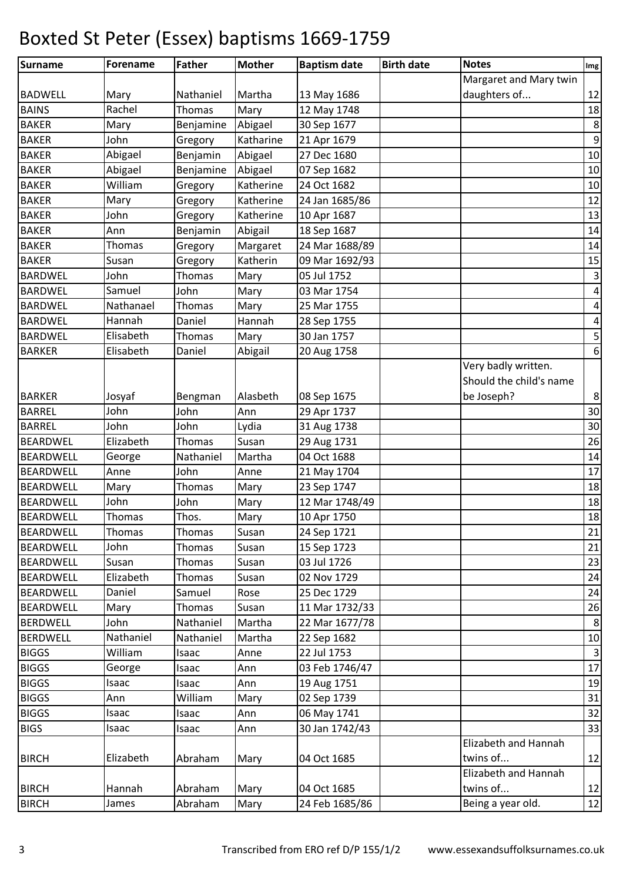# Boxted St Peter (Essex) baptisms 1669-1759

| Surname | Forename | Father | Mother | Baptism date | Birth date | Notes | Img |
|---|---|---|---|---|---|---|---|
| BADWELL | Mary | Nathaniel | Martha | 13 May 1686 | | Margaret and Mary twin daughters of... | 12 |
| BAINS | Rachel | Thomas | Mary | 12 May 1748 | | | 18 |
| BAKER | Mary | Benjamine | Abigael | 30 Sep 1677 | | | 8 |
| BAKER | John | Gregory | Katharine | 21 Apr 1679 | | | 9 |
| BAKER | Abigael | Benjamin | Abigael | 27 Dec 1680 | | | 10 |
| BAKER | Abigael | Benjamine | Abigael | 07 Sep 1682 | | | 10 |
| BAKER | William | Gregory | Katherine | 24 Oct 1682 | | | 10 |
| BAKER | Mary | Gregory | Katherine | 24 Jan 1685/86 | | | 12 |
| BAKER | John | Gregory | Katherine | 10 Apr 1687 | | | 13 |
| BAKER | Ann | Benjamin | Abigail | 18 Sep 1687 | | | 14 |
| BAKER | Thomas | Gregory | Margaret | 24 Mar 1688/89 | | | 14 |
| BAKER | Susan | Gregory | Katherin | 09 Mar 1692/93 | | | 15 |
| BARDWEL | John | Thomas | Mary | 05 Jul 1752 | | | 3 |
| BARDWEL | Samuel | John | Mary | 03 Mar 1754 | | | 4 |
| BARDWEL | Nathanael | Thomas | Mary | 25 Mar 1755 | | | 4 |
| BARDWEL | Hannah | Daniel | Hannah | 28 Sep 1755 | | | 4 |
| BARDWEL | Elisabeth | Thomas | Mary | 30 Jan 1757 | | | 5 |
| BARKER | Elisabeth | Daniel | Abigail | 20 Aug 1758 | | | 6 |
| BARKER | Josyaf | Bengman | Alasbeth | 08 Sep 1675 | | Very badly written. Should the child's name be Joseph? | 8 |
| BARREL | John | John | Ann | 29 Apr 1737 | | | 30 |
| BARREL | John | John | Lydia | 31 Aug 1738 | | | 30 |
| BEARDWEL | Elizabeth | Thomas | Susan | 29 Aug 1731 | | | 26 |
| BEARDWELL | George | Nathaniel | Martha | 04 Oct 1688 | | | 14 |
| BEARDWELL | Anne | John | Anne | 21 May 1704 | | | 17 |
| BEARDWELL | Mary | Thomas | Mary | 23 Sep 1747 | | | 18 |
| BEARDWELL | John | John | Mary | 12 Mar 1748/49 | | | 18 |
| BEARDWELL | Thomas | Thos. | Mary | 10 Apr 1750 | | | 18 |
| BEARDWELL | Thomas | Thomas | Susan | 24 Sep 1721 | | | 21 |
| BEARDWELL | John | Thomas | Susan | 15 Sep 1723 | | | 21 |
| BEARDWELL | Susan | Thomas | Susan | 03 Jul 1726 | | | 23 |
| BEARDWELL | Elizabeth | Thomas | Susan | 02 Nov 1729 | | | 24 |
| BEARDWELL | Daniel | Samuel | Rose | 25 Dec 1729 | | | 24 |
| BEARDWELL | Mary | Thomas | Susan | 11 Mar 1732/33 | | | 26 |
| BERDWELL | John | Nathaniel | Martha | 22 Mar 1677/78 | | | 8 |
| BERDWELL | Nathaniel | Nathaniel | Martha | 22 Sep 1682 | | | 10 |
| BIGGS | William | Isaac | Anne | 22 Jul 1753 | | | 3 |
| BIGGS | George | Isaac | Ann | 03 Feb 1746/47 | | | 17 |
| BIGGS | Isaac | Isaac | Ann | 19 Aug 1751 | | | 19 |
| BIGGS | Ann | William | Mary | 02 Sep 1739 | | | 31 |
| BIGGS | Isaac | Isaac | Ann | 06 May 1741 | | | 32 |
| BIGS | Isaac | Isaac | Ann | 30 Jan 1742/43 | | | 33 |
| BIRCH | Elizabeth | Abraham | Mary | 04 Oct 1685 | | Elizabeth and Hannah twins of... | 12 |
| BIRCH | Hannah | Abraham | Mary | 04 Oct 1685 | | Elizabeth and Hannah twins of... | 12 |
| BIRCH | James | Abraham | Mary | 24 Feb 1685/86 | | Being a year old. | 12 |

Transcribed from ERO ref D/P 155/1/2 www.essexandsuffolksurnames.co.uk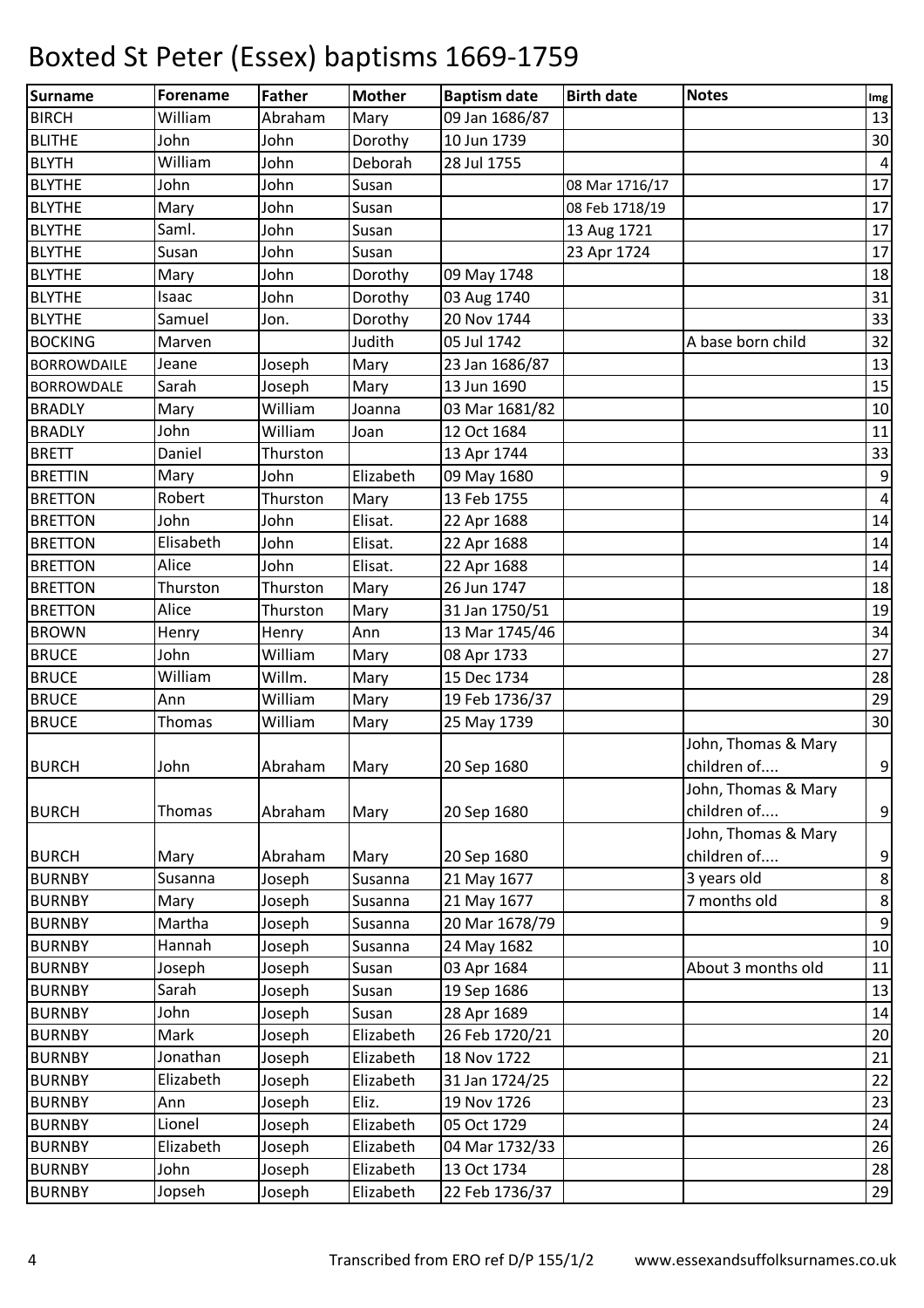# Boxted St Peter (Essex) baptisms 1669-1759

| Surname | Forename | Father | Mother | Baptism date | Birth date | Notes | Img |
|---|---|---|---|---|---|---|---|
| BIRCH | William | Abraham | Mary | 09 Jan 1686/87 | | | 13 |
| BLITHE | John | John | Dorothy | 10 Jun 1739 | | | 30 |
| BLYTH | William | John | Deborah | 28 Jul 1755 | | | 4 |
| BLYTHE | John | John | Susan | | 08 Mar 1716/17 | | 17 |
| BLYTHE | Mary | John | Susan | | 08 Feb 1718/19 | | 17 |
| BLYTHE | Saml. | John | Susan | | 13 Aug 1721 | | 17 |
| BLYTHE | Susan | John | Susan | | 23 Apr 1724 | | 17 |
| BLYTHE | Mary | John | Dorothy | 09 May 1748 | | | 18 |
| BLYTHE | Isaac | John | Dorothy | 03 Aug 1740 | | | 31 |
| BLYTHE | Samuel | Jon. | Dorothy | 20 Nov 1744 | | | 33 |
| BOCKING | Marven | | Judith | 05 Jul 1742 | | A base born child | 32 |
| BORROWDAILE | Jeane | Joseph | Mary | 23 Jan 1686/87 | | | 13 |
| BORROWDALE | Sarah | Joseph | Mary | 13 Jun 1690 | | | 15 |
| BRADLY | Mary | William | Joanna | 03 Mar 1681/82 | | | 10 |
| BRADLY | John | William | Joan | 12 Oct 1684 | | | 11 |
| BRETT | Daniel | Thurston | | 13 Apr 1744 | | | 33 |
| BRETTIN | Mary | John | Elizabeth | 09 May 1680 | | | 9 |
| BRETTON | Robert | Thurston | Mary | 13 Feb 1755 | | | 4 |
| BRETTON | John | John | Elisat. | 22 Apr 1688 | | | 14 |
| BRETTON | Elisabeth | John | Elisat. | 22 Apr 1688 | | | 14 |
| BRETTON | Alice | John | Elisat. | 22 Apr 1688 | | | 14 |
| BRETTON | Thurston | Thurston | Mary | 26 Jun 1747 | | | 18 |
| BRETTON | Alice | Thurston | Mary | 31 Jan 1750/51 | | | 19 |
| BROWN | Henry | Henry | Ann | 13 Mar 1745/46 | | | 34 |
| BRUCE | John | William | Mary | 08 Apr 1733 | | | 27 |
| BRUCE | William | Willm. | Mary | 15 Dec 1734 | | | 28 |
| BRUCE | Ann | William | Mary | 19 Feb 1736/37 | | | 29 |
| BRUCE | Thomas | William | Mary | 25 May 1739 | | | 30 |
| BURCH | John | Abraham | Mary | 20 Sep 1680 | | John, Thomas & Mary children of.... | 9 |
| BURCH | Thomas | Abraham | Mary | 20 Sep 1680 | | John, Thomas & Mary children of.... | 9 |
| BURCH | Mary | Abraham | Mary | 20 Sep 1680 | | John, Thomas & Mary children of.... | 9 |
| BURNBY | Susanna | Joseph | Susanna | 21 May 1677 | | 3 years old | 8 |
| BURNBY | Mary | Joseph | Susanna | 21 May 1677 | | 7 months old | 8 |
| BURNBY | Martha | Joseph | Susanna | 20 Mar 1678/79 | | | 9 |
| BURNBY | Hannah | Joseph | Susanna | 24 May 1682 | | | 10 |
| BURNBY | Joseph | Joseph | Susan | 03 Apr 1684 | | About 3 months old | 11 |
| BURNBY | Sarah | Joseph | Susan | 19 Sep 1686 | | | 13 |
| BURNBY | John | Joseph | Susan | 28 Apr 1689 | | | 14 |
| BURNBY | Mark | Joseph | Elizabeth | 26 Feb 1720/21 | | | 20 |
| BURNBY | Jonathan | Joseph | Elizabeth | 18 Nov 1722 | | | 21 |
| BURNBY | Elizabeth | Joseph | Elizabeth | 31 Jan 1724/25 | | | 22 |
| BURNBY | Ann | Joseph | Eliz. | 19 Nov 1726 | | | 23 |
| BURNBY | Lionel | Joseph | Elizabeth | 05 Oct 1729 | | | 24 |
| BURNBY | Elizabeth | Joseph | Elizabeth | 04 Mar 1732/33 | | | 26 |
| BURNBY | John | Joseph | Elizabeth | 13 Oct 1734 | | | 28 |
| BURNBY | Jopseh | Joseph | Elizabeth | 22 Feb 1736/37 | | | 29 |

Transcribed from ERO ref D/P 155/1/2 www.essexandsuffolksurnames.co.uk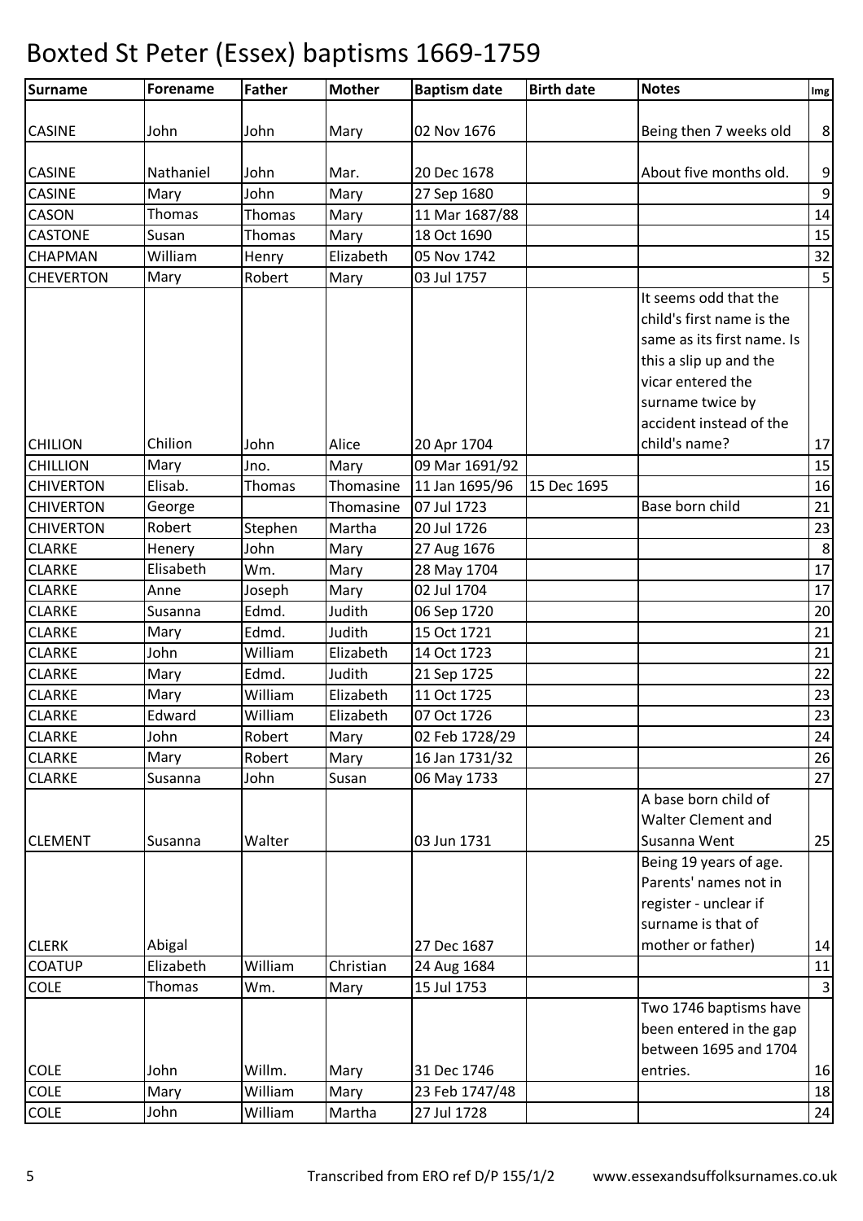# Boxted St Peter (Essex) baptisms 1669-1759

| Surname | Forename | Father | Mother | Baptism date | Birth date | Notes | Img |
|---|---|---|---|---|---|---|---|
| CASINE | John | John | Mary | 02 Nov 1676 | | Being then 7 weeks old | 8 |
| CASINE | Nathaniel | John | Mar. | 20 Dec 1678 | | About five months old. | 9 |
| CASINE | Mary | John | Mary | 27 Sep 1680 | | | 9 |
| CASON | Thomas | Thomas | Mary | 11 Mar 1687/88 | | | 14 |
| CASTONE | Susan | Thomas | Mary | 18 Oct 1690 | | | 15 |
| CHAPMAN | William | Henry | Elizabeth | 05 Nov 1742 | | | 32 |
| CHEVERTON | Mary | Robert | Mary | 03 Jul 1757 | | | 5 |
| CHILION | Chilion | John | Alice | 20 Apr 1704 | | It seems odd that the child's first name is the same as its first name. Is this a slip up and the vicar entered the surname twice by accident instead of the child's name? | 17 |
| CHILLION | Mary | Jno. | Mary | 09 Mar 1691/92 | | | 15 |
| CHIVERTON | Elisab. | Thomas | Thomasine | 11 Jan 1695/96 | 15 Dec 1695 | | 16 |
| CHIVERTON | George | | Thomasine | 07 Jul 1723 | | Base born child | 21 |
| CHIVERTON | Robert | Stephen | Martha | 20 Jul 1726 | | | 23 |
| CLARKE | Henery | John | Mary | 27 Aug 1676 | | | 8 |
| CLARKE | Elisabeth | Wm. | Mary | 28 May 1704 | | | 17 |
| CLARKE | Anne | Joseph | Mary | 02 Jul 1704 | | | 17 |
| CLARKE | Susanna | Edmd. | Judith | 06 Sep 1720 | | | 20 |
| CLARKE | Mary | Edmd. | Judith | 15 Oct 1721 | | | 21 |
| CLARKE | John | William | Elizabeth | 14 Oct 1723 | | | 21 |
| CLARKE | Mary | Edmd. | Judith | 21 Sep 1725 | | | 22 |
| CLARKE | Mary | William | Elizabeth | 11 Oct 1725 | | | 23 |
| CLARKE | Edward | William | Elizabeth | 07 Oct 1726 | | | 23 |
| CLARKE | John | Robert | Mary | 02 Feb 1728/29 | | | 24 |
| CLARKE | Mary | Robert | Mary | 16 Jan 1731/32 | | | 26 |
| CLARKE | Susanna | John | Susan | 06 May 1733 | | | 27 |
| CLEMENT | Susanna | Walter | | 03 Jun 1731 | | A base born child of Walter Clement and Susanna Went | 25 |
| CLERK | Abigal | | | 27 Dec 1687 | | Being 19 years of age. Parents' names not in register - unclear if surname is that of mother or father) | 14 |
| COATUP | Elizabeth | William | Christian | 24 Aug 1684 | | | 11 |
| COLE | Thomas | Wm. | Mary | 15 Jul 1753 | | | 3 |
| COLE | John | Willm. | Mary | 31 Dec 1746 | | Two 1746 baptisms have been entered in the gap between 1695 and 1704 entries. | 16 |
| COLE | Mary | William | Mary | 23 Feb 1747/48 | | | 18 |
| COLE | John | William | Martha | 27 Jul 1728 | | | 24 |

Transcribed from ERO ref D/P 155/1/2 www.essexandsuffolksurnames.co.uk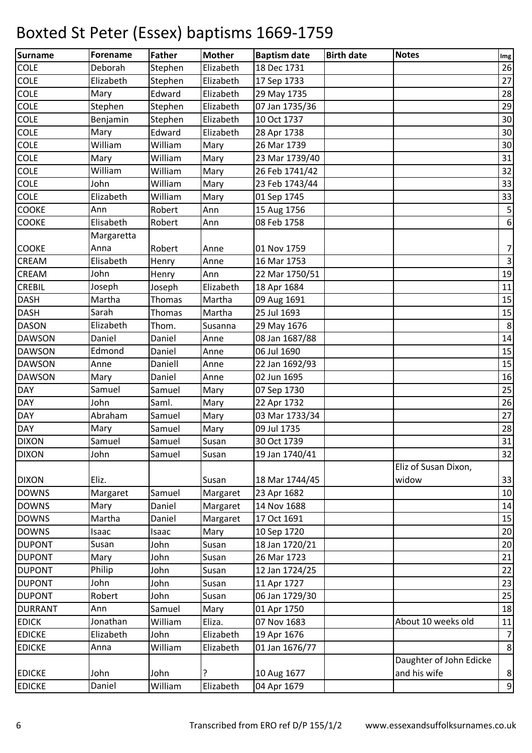# Boxted St Peter (Essex) baptisms 1669-1759

| Surname | Forename | Father | Mother | Baptism date | Birth date | Notes | Img |
|---|---|---|---|---|---|---|---|
| COLE | Deborah | Stephen | Elizabeth | 18 Dec 1731 | | | 26 |
| COLE | Elizabeth | Stephen | Elizabeth | 17 Sep 1733 | | | 27 |
| COLE | Mary | Edward | Elizabeth | 29 May 1735 | | | 28 |
| COLE | Stephen | Stephen | Elizabeth | 07 Jan 1735/36 | | | 29 |
| COLE | Benjamin | Stephen | Elizabeth | 10 Oct 1737 | | | 30 |
| COLE | Mary | Edward | Elizabeth | 28 Apr 1738 | | | 30 |
| COLE | William | William | Mary | 26 Mar 1739 | | | 30 |
| COLE | Mary | William | Mary | 23 Mar 1739/40 | | | 31 |
| COLE | William | William | Mary | 26 Feb 1741/42 | | | 32 |
| COLE | John | William | Mary | 23 Feb 1743/44 | | | 33 |
| COLE | Elizabeth | William | Mary | 01 Sep 1745 | | | 33 |
| COOKE | Ann | Robert | Ann | 15 Aug 1756 | | | 5 |
| COOKE | Elisabeth | Robert | Ann | 08 Feb 1758 | | | 6 |
| COOKE | Margaretta Anna | Robert | Anne | 01 Nov 1759 | | | 7 |
| CREAM | Elisabeth | Henry | Anne | 16 Mar 1753 | | | 3 |
| CREAM | John | Henry | Ann | 22 Mar 1750/51 | | | 19 |
| CREBIL | Joseph | Joseph | Elizabeth | 18 Apr 1684 | | | 11 |
| DASH | Martha | Thomas | Martha | 09 Aug 1691 | | | 15 |
| DASH | Sarah | Thomas | Martha | 25 Jul 1693 | | | 15 |
| DASON | Elizabeth | Thom. | Susanna | 29 May 1676 | | | 8 |
| DAWSON | Daniel | Daniel | Anne | 08 Jan 1687/88 | | | 14 |
| DAWSON | Edmond | Daniel | Anne | 06 Jul 1690 | | | 15 |
| DAWSON | Anne | Daniell | Anne | 22 Jan 1692/93 | | | 15 |
| DAWSON | Mary | Daniel | Anne | 02 Jun 1695 | | | 16 |
| DAY | Samuel | Samuel | Mary | 07 Sep 1730 | | | 25 |
| DAY | John | Saml. | Mary | 22 Apr 1732 | | | 26 |
| DAY | Abraham | Samuel | Mary | 03 Mar 1733/34 | | | 27 |
| DAY | Mary | Samuel | Mary | 09 Jul 1735 | | | 28 |
| DIXON | Samuel | Samuel | Susan | 30 Oct 1739 | | | 31 |
| DIXON | John | Samuel | Susan | 19 Jan 1740/41 | | | 32 |
| DIXON | Eliz. | | Susan | 18 Mar 1744/45 | | Eliz of Susan Dixon, widow | 33 |
| DOWNS | Margaret | Samuel | Margaret | 23 Apr 1682 | | | 10 |
| DOWNS | Mary | Daniel | Margaret | 14 Nov 1688 | | | 14 |
| DOWNS | Martha | Daniel | Margaret | 17 Oct 1691 | | | 15 |
| DOWNS | Isaac | Isaac | Mary | 10 Sep 1720 | | | 20 |
| DUPONT | Susan | John | Susan | 18 Jan 1720/21 | | | 20 |
| DUPONT | Mary | John | Susan | 26 Mar 1723 | | | 21 |
| DUPONT | Philip | John | Susan | 12 Jan 1724/25 | | | 22 |
| DUPONT | John | John | Susan | 11 Apr 1727 | | | 23 |
| DUPONT | Robert | John | Susan | 06 Jan 1729/30 | | | 25 |
| DURRANT | Ann | Samuel | Mary | 01 Apr 1750 | | | 18 |
| EDICK | Jonathan | William | Eliza. | 07 Nov 1683 | | About 10 weeks old | 11 |
| EDICKE | Elizabeth | John | Elizabeth | 19 Apr 1676 | | | 7 |
| EDICKE | Anna | William | Elizabeth | 01 Jan 1676/77 | | | 8 |
| EDICKE | John | John | ? | 10 Aug 1677 | | Daughter of John Edicke and his wife | 8 |
| EDICKE | Daniel | William | Elizabeth | 04 Apr 1679 | | | 9 |

Transcribed from ERO ref D/P 155/1/2 www.essexandsuffolksurnames.co.uk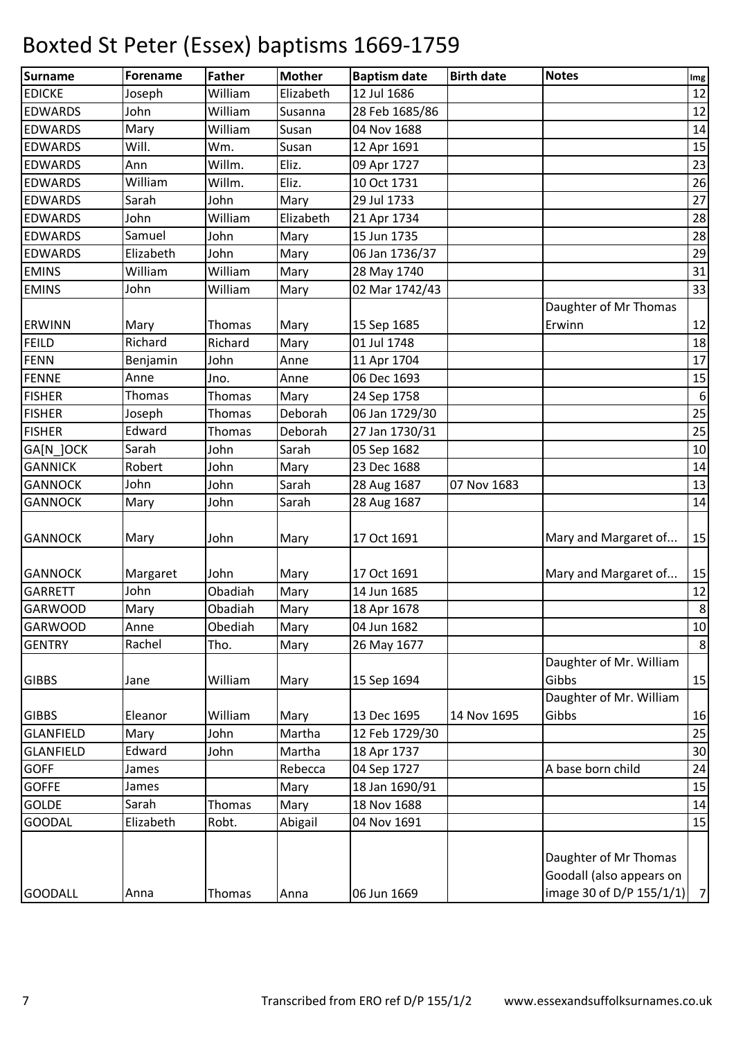# Boxted St Peter (Essex) baptisms 1669-1759

| Surname | Forename | Father | Mother | Baptism date | Birth date | Notes | Img |
|---|---|---|---|---|---|---|---|
| EDICKE | Joseph | William | Elizabeth | 12 Jul 1686 | | | 12 |
| EDWARDS | John | William | Susanna | 28 Feb 1685/86 | | | 12 |
| EDWARDS | Mary | William | Susan | 04 Nov 1688 | | | 14 |
| EDWARDS | Will. | Wm. | Susan | 12 Apr 1691 | | | 15 |
| EDWARDS | Ann | Willm. | Eliz. | 09 Apr 1727 | | | 23 |
| EDWARDS | William | Willm. | Eliz. | 10 Oct 1731 | | | 26 |
| EDWARDS | Sarah | John | Mary | 29 Jul 1733 | | | 27 |
| EDWARDS | John | William | Elizabeth | 21 Apr 1734 | | | 28 |
| EDWARDS | Samuel | John | Mary | 15 Jun 1735 | | | 28 |
| EDWARDS | Elizabeth | John | Mary | 06 Jan 1736/37 | | | 29 |
| EMINS | William | William | Mary | 28 May 1740 | | | 31 |
| EMINS | John | William | Mary | 02 Mar 1742/43 | | | 33 |
| ERWINN | Mary | Thomas | Mary | 15 Sep 1685 | | Daughter of Mr Thomas Erwinn | 12 |
| FEILD | Richard | Richard | Mary | 01 Jul 1748 | | | 18 |
| FENN | Benjamin | John | Anne | 11 Apr 1704 | | | 17 |
| FENNE | Anne | Jno. | Anne | 06 Dec 1693 | | | 15 |
| FISHER | Thomas | Thomas | Mary | 24 Sep 1758 | | | 6 |
| FISHER | Joseph | Thomas | Deborah | 06 Jan 1729/30 | | | 25 |
| FISHER | Edward | Thomas | Deborah | 27 Jan 1730/31 | | | 25 |
| GA[N_]OCK | Sarah | John | Sarah | 05 Sep 1682 | | | 10 |
| GANNICK | Robert | John | Mary | 23 Dec 1688 | | | 14 |
| GANNOCK | John | John | Sarah | 28 Aug 1687 | 07 Nov 1683 | | 13 |
| GANNOCK | Mary | John | Sarah | 28 Aug 1687 | | | 14 |
| GANNOCK | Mary | John | Mary | 17 Oct 1691 | | Mary and Margaret of... | 15 |
| GANNOCK | Margaret | John | Mary | 17 Oct 1691 | | Mary and Margaret of... | 15 |
| GARRETT | John | Obadiah | Mary | 14 Jun 1685 | | | 12 |
| GARWOOD | Mary | Obadiah | Mary | 18 Apr 1678 | | | 8 |
| GARWOOD | Anne | Obediah | Mary | 04 Jun 1682 | | | 10 |
| GENTRY | Rachel | Tho. | Mary | 26 May 1677 | | | 8 |
| GIBBS | Jane | William | Mary | 15 Sep 1694 | | Daughter of Mr. William Gibbs | 15 |
| GIBBS | Eleanor | William | Mary | 13 Dec 1695 | 14 Nov 1695 | Daughter of Mr. William Gibbs | 16 |
| GLANFIELD | Mary | John | Martha | 12 Feb 1729/30 | | | 25 |
| GLANFIELD | Edward | John | Martha | 18 Apr 1737 | | | 30 |
| GOFF | James | | Rebecca | 04 Sep 1727 | | A base born child | 24 |
| GOFFE | James | | Mary | 18 Jan 1690/91 | | | 15 |
| GOLDE | Sarah | Thomas | Mary | 18 Nov 1688 | | | 14 |
| GOODAL | Elizabeth | Robt. | Abigail | 04 Nov 1691 | | | 15 |
| GOODALL | Anna | Thomas | Anna | 06 Jun 1669 | | Daughter of Mr Thomas Goodall (also appears on image 30 of D/P 155/1/1) | 7 |

Transcribed from ERO ref D/P 155/1/2 www.essexandsuffolksurnames.co.uk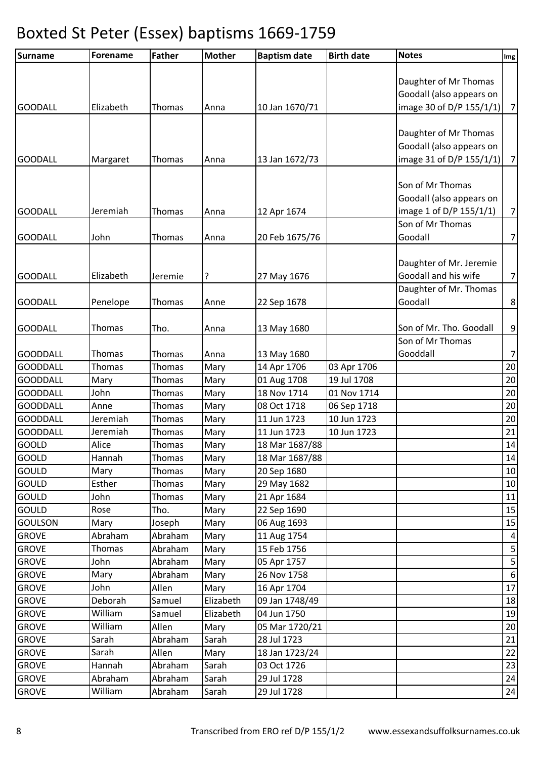# Boxted St Peter (Essex) baptisms 1669-1759

| Surname | Forename | Father | Mother | Baptism date | Birth date | Notes | Img |
|---|---|---|---|---|---|---|---|
| GOODALL | Elizabeth | Thomas | Anna | 10 Jan 1670/71 | | Daughter of Mr Thomas Goodall (also appears on image 30 of D/P 155/1/1) | 7 |
| GOODALL | Margaret | Thomas | Anna | 13 Jan 1672/73 | | Daughter of Mr Thomas Goodall (also appears on image 31 of D/P 155/1/1) | 7 |
| GOODALL | Jeremiah | Thomas | Anna | 12 Apr 1674 | | Son of Mr Thomas Goodall (also appears on image 1 of D/P 155/1/1) | 7 |
| GOODALL | John | Thomas | Anna | 20 Feb 1675/76 | | Son of Mr Thomas Goodall | 7 |
| GOODALL | Elizabeth | Jeremie | ? | 27 May 1676 | | Daughter of Mr. Jeremie Goodall and his wife | 7 |
| GOODALL | Penelope | Thomas | Anne | 22 Sep 1678 | | Daughter of Mr. Thomas Goodall | 8 |
| GOODALL | Thomas | Tho. | Anna | 13 May 1680 | | Son of Mr. Tho. Goodall | 9 |
| GOODDALL | Thomas | Thomas | Anna | 13 May 1680 | | Son of Mr Thomas Gooddall | 7 |
| GOODDALL | Thomas | Thomas | Mary | 14 Apr 1706 | 03 Apr 1706 | | 20 |
| GOODDALL | Mary | Thomas | Mary | 01 Aug 1708 | 19 Jul 1708 | | 20 |
| GOODDALL | John | Thomas | Mary | 18 Nov 1714 | 01 Nov 1714 | | 20 |
| GOODDALL | Anne | Thomas | Mary | 08 Oct 1718 | 06 Sep 1718 | | 20 |
| GOODDALL | Jeremiah | Thomas | Mary | 11 Jun 1723 | 10 Jun 1723 | | 20 |
| GOODDALL | Jeremiah | Thomas | Mary | 11 Jun 1723 | 10 Jun 1723 | | 21 |
| GOOLD | Alice | Thomas | Mary | 18 Mar 1687/88 | | | 14 |
| GOOLD | Hannah | Thomas | Mary | 18 Mar 1687/88 | | | 14 |
| GOULD | Mary | Thomas | Mary | 20 Sep 1680 | | | 10 |
| GOULD | Esther | Thomas | Mary | 29 May 1682 | | | 10 |
| GOULD | John | Thomas | Mary | 21 Apr 1684 | | | 11 |
| GOULD | Rose | Tho. | Mary | 22 Sep 1690 | | | 15 |
| GOULSON | Mary | Joseph | Mary | 06 Aug 1693 | | | 15 |
| GROVE | Abraham | Abraham | Mary | 11 Aug 1754 | | | 4 |
| GROVE | Thomas | Abraham | Mary | 15 Feb 1756 | | | 5 |
| GROVE | John | Abraham | Mary | 05 Apr 1757 | | | 5 |
| GROVE | Mary | Abraham | Mary | 26 Nov 1758 | | | 6 |
| GROVE | John | Allen | Mary | 16 Apr 1704 | | | 17 |
| GROVE | Deborah | Samuel | Elizabeth | 09 Jan 1748/49 | | | 18 |
| GROVE | William | Samuel | Elizabeth | 04 Jun 1750 | | | 19 |
| GROVE | William | Allen | Mary | 05 Mar 1720/21 | | | 20 |
| GROVE | Sarah | Abraham | Sarah | 28 Jul 1723 | | | 21 |
| GROVE | Sarah | Allen | Mary | 18 Jan 1723/24 | | | 22 |
| GROVE | Hannah | Abraham | Sarah | 03 Oct 1726 | | | 23 |
| GROVE | Abraham | Abraham | Sarah | 29 Jul 1728 | | | 24 |
| GROVE | William | Abraham | Sarah | 29 Jul 1728 | | | 24 |

Transcribed from ERO ref D/P 155/1/2 www.essexandsuffolksurnames.co.uk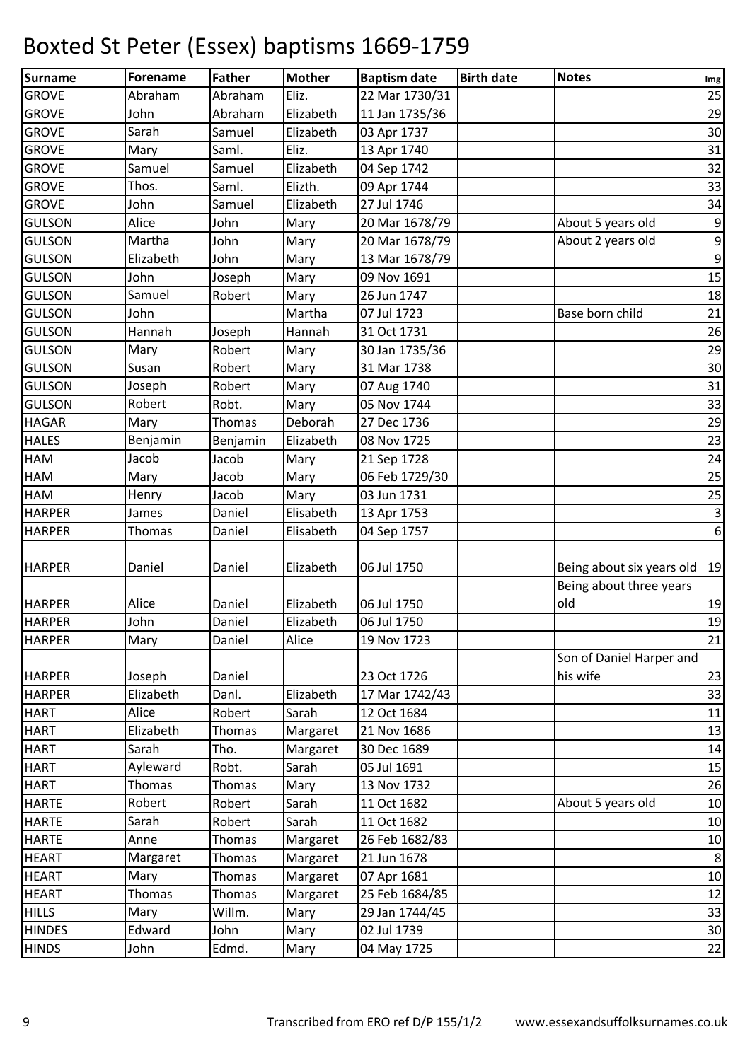# Boxted St Peter (Essex) baptisms 1669-1759

| Surname | Forename | Father | Mother | Baptism date | Birth date | Notes | Img |
|---|---|---|---|---|---|---|---|
| GROVE | Abraham | Abraham | Eliz. | 22 Mar 1730/31 | | | 25 |
| GROVE | John | Abraham | Elizabeth | 11 Jan 1735/36 | | | 29 |
| GROVE | Sarah | Samuel | Elizabeth | 03 Apr 1737 | | | 30 |
| GROVE | Mary | Saml. | Eliz. | 13 Apr 1740 | | | 31 |
| GROVE | Samuel | Samuel | Elizabeth | 04 Sep 1742 | | | 32 |
| GROVE | Thos. | Saml. | Elizth. | 09 Apr 1744 | | | 33 |
| GROVE | John | Samuel | Elizabeth | 27 Jul 1746 | | | 34 |
| GULSON | Alice | John | Mary | 20 Mar 1678/79 | | About 5 years old | 9 |
| GULSON | Martha | John | Mary | 20 Mar 1678/79 | | About 2 years old | 9 |
| GULSON | Elizabeth | John | Mary | 13 Mar 1678/79 | | | 9 |
| GULSON | John | Joseph | Mary | 09 Nov 1691 | | | 15 |
| GULSON | Samuel | Robert | Mary | 26 Jun 1747 | | | 18 |
| GULSON | John | | Martha | 07 Jul 1723 | | Base born child | 21 |
| GULSON | Hannah | Joseph | Hannah | 31 Oct 1731 | | | 26 |
| GULSON | Mary | Robert | Mary | 30 Jan 1735/36 | | | 29 |
| GULSON | Susan | Robert | Mary | 31 Mar 1738 | | | 30 |
| GULSON | Joseph | Robert | Mary | 07 Aug 1740 | | | 31 |
| GULSON | Robert | Robt. | Mary | 05 Nov 1744 | | | 33 |
| HAGAR | Mary | Thomas | Deborah | 27 Dec 1736 | | | 29 |
| HALES | Benjamin | Benjamin | Elizabeth | 08 Nov 1725 | | | 23 |
| HAM | Jacob | Jacob | Mary | 21 Sep 1728 | | | 24 |
| HAM | Mary | Jacob | Mary | 06 Feb 1729/30 | | | 25 |
| HAM | Henry | Jacob | Mary | 03 Jun 1731 | | | 25 |
| HARPER | James | Daniel | Elisabeth | 13 Apr 1753 | | | 3 |
| HARPER | Thomas | Daniel | Elisabeth | 04 Sep 1757 | | | 6 |
| HARPER | Daniel | Daniel | Elizabeth | 06 Jul 1750 | | Being about six years old | 19 |
| HARPER | Alice | Daniel | Elizabeth | 06 Jul 1750 | | Being about three years old | 19 |
| HARPER | John | Daniel | Elizabeth | 06 Jul 1750 | | | 19 |
| HARPER | Mary | Daniel | Alice | 19 Nov 1723 | | | 21 |
| HARPER | Joseph | Daniel | | 23 Oct 1726 | | Son of Daniel Harper and his wife | 23 |
| HARPER | Elizabeth | Danl. | Elizabeth | 17 Mar 1742/43 | | | 33 |
| HART | Alice | Robert | Sarah | 12 Oct 1684 | | | 11 |
| HART | Elizabeth | Thomas | Margaret | 21 Nov 1686 | | | 13 |
| HART | Sarah | Tho. | Margaret | 30 Dec 1689 | | | 14 |
| HART | Ayleward | Robt. | Sarah | 05 Jul 1691 | | | 15 |
| HART | Thomas | Thomas | Mary | 13 Nov 1732 | | | 26 |
| HARTE | Robert | Robert | Sarah | 11 Oct 1682 | | About 5 years old | 10 |
| HARTE | Sarah | Robert | Sarah | 11 Oct 1682 | | | 10 |
| HARTE | Anne | Thomas | Margaret | 26 Feb 1682/83 | | | 10 |
| HEART | Margaret | Thomas | Margaret | 21 Jun 1678 | | | 8 |
| HEART | Mary | Thomas | Margaret | 07 Apr 1681 | | | 10 |
| HEART | Thomas | Thomas | Margaret | 25 Feb 1684/85 | | | 12 |
| HILLS | Mary | Willm. | Mary | 29 Jan 1744/45 | | | 33 |
| HINDES | Edward | John | Mary | 02 Jul 1739 | | | 30 |
| HINDS | John | Edmd. | Mary | 04 May 1725 | | | 22 |

Transcribed from ERO ref D/P 155/1/2 www.essexandsuffolksurnames.co.uk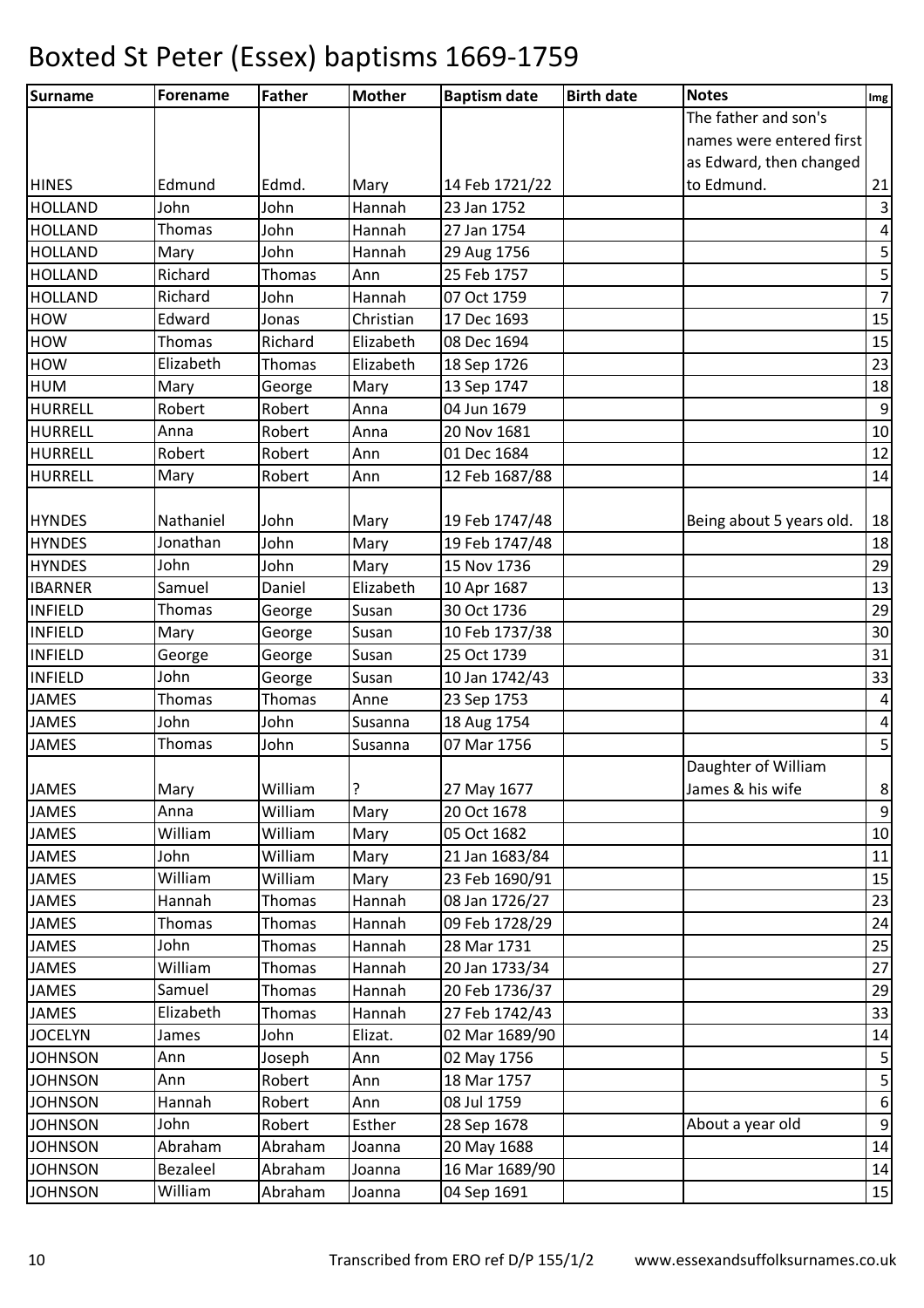# Boxted St Peter (Essex) baptisms 1669-1759

| Surname | Forename | Father | Mother | Baptism date | Birth date | Notes | Img |
|---|---|---|---|---|---|---|---|
| HINES | Edmund | Edmd. | Mary | 14 Feb 1721/22 | | The father and son's names were entered first as Edward, then changed to Edmund. | 21 |
| HOLLAND | John | John | Hannah | 23 Jan 1752 | | | 3 |
| HOLLAND | Thomas | John | Hannah | 27 Jan 1754 | | | 4 |
| HOLLAND | Mary | John | Hannah | 29 Aug 1756 | | | 5 |
| HOLLAND | Richard | Thomas | Ann | 25 Feb 1757 | | | 5 |
| HOLLAND | Richard | John | Hannah | 07 Oct 1759 | | | 7 |
| HOW | Edward | Jonas | Christian | 17 Dec 1693 | | | 15 |
| HOW | Thomas | Richard | Elizabeth | 08 Dec 1694 | | | 15 |
| HOW | Elizabeth | Thomas | Elizabeth | 18 Sep 1726 | | | 23 |
| HUM | Mary | George | Mary | 13 Sep 1747 | | | 18 |
| HURRELL | Robert | Robert | Anna | 04 Jun 1679 | | | 9 |
| HURRELL | Anna | Robert | Anna | 20 Nov 1681 | | | 10 |
| HURRELL | Robert | Robert | Ann | 01 Dec 1684 | | | 12 |
| HURRELL | Mary | Robert | Ann | 12 Feb 1687/88 | | | 14 |
| HYNDES | Nathaniel | John | Mary | 19 Feb 1747/48 | | Being about 5 years old. | 18 |
| HYNDES | Jonathan | John | Mary | 19 Feb 1747/48 | | | 18 |
| HYNDES | John | John | Mary | 15 Nov 1736 | | | 29 |
| IBARNER | Samuel | Daniel | Elizabeth | 10 Apr 1687 | | | 13 |
| INFIELD | Thomas | George | Susan | 30 Oct 1736 | | | 29 |
| INFIELD | Mary | George | Susan | 10 Feb 1737/38 | | | 30 |
| INFIELD | George | George | Susan | 25 Oct 1739 | | | 31 |
| INFIELD | John | George | Susan | 10 Jan 1742/43 | | | 33 |
| JAMES | Thomas | Thomas | Anne | 23 Sep 1753 | | | 4 |
| JAMES | John | John | Susanna | 18 Aug 1754 | | | 4 |
| JAMES | Thomas | John | Susanna | 07 Mar 1756 | | | 5 |
| JAMES | Mary | William | ? | 27 May 1677 | | Daughter of William James & his wife | 8 |
| JAMES | Anna | William | Mary | 20 Oct 1678 | | | 9 |
| JAMES | William | William | Mary | 05 Oct 1682 | | | 10 |
| JAMES | John | William | Mary | 21 Jan 1683/84 | | | 11 |
| JAMES | William | William | Mary | 23 Feb 1690/91 | | | 15 |
| JAMES | Hannah | Thomas | Hannah | 08 Jan 1726/27 | | | 23 |
| JAMES | Thomas | Thomas | Hannah | 09 Feb 1728/29 | | | 24 |
| JAMES | John | Thomas | Hannah | 28 Mar 1731 | | | 25 |
| JAMES | William | Thomas | Hannah | 20 Jan 1733/34 | | | 27 |
| JAMES | Samuel | Thomas | Hannah | 20 Feb 1736/37 | | | 29 |
| JAMES | Elizabeth | Thomas | Hannah | 27 Feb 1742/43 | | | 33 |
| JOCELYN | James | John | Elizat. | 02 Mar 1689/90 | | | 14 |
| JOHNSON | Ann | Joseph | Ann | 02 May 1756 | | | 5 |
| JOHNSON | Ann | Robert | Ann | 18 Mar 1757 | | | 5 |
| JOHNSON | Hannah | Robert | Ann | 08 Jul 1759 | | | 6 |
| JOHNSON | John | Robert | Esther | 28 Sep 1678 | | About a year old | 9 |
| JOHNSON | Abraham | Abraham | Joanna | 20 May 1688 | | | 14 |
| JOHNSON | Bezaleel | Abraham | Joanna | 16 Mar 1689/90 | | | 14 |
| JOHNSON | William | Abraham | Joanna | 04 Sep 1691 | | | 15 |

Transcribed from ERO ref D/P 155/1/2 www.essexandsuffolksurnames.co.uk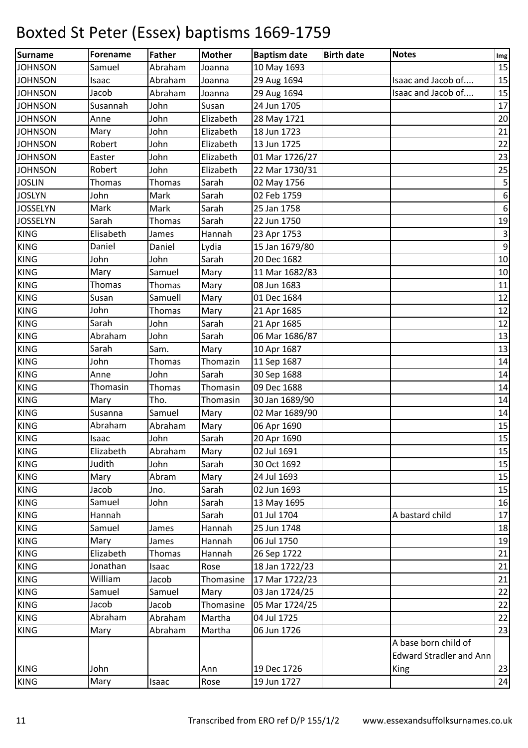# Boxted St Peter (Essex) baptisms 1669-1759

| Surname | Forename | Father | Mother | Baptism date | Birth date | Notes | Img |
|---|---|---|---|---|---|---|---|
| JOHNSON | Samuel | Abraham | Joanna | 10 May 1693 | | | 15 |
| JOHNSON | Isaac | Abraham | Joanna | 29 Aug 1694 | | Isaac and Jacob of.... | 15 |
| JOHNSON | Jacob | Abraham | Joanna | 29 Aug 1694 | | Isaac and Jacob of.... | 15 |
| JOHNSON | Susannah | John | Susan | 24 Jun 1705 | | | 17 |
| JOHNSON | Anne | John | Elizabeth | 28 May 1721 | | | 20 |
| JOHNSON | Mary | John | Elizabeth | 18 Jun 1723 | | | 21 |
| JOHNSON | Robert | John | Elizabeth | 13 Jun 1725 | | | 22 |
| JOHNSON | Easter | John | Elizabeth | 01 Mar 1726/27 | | | 23 |
| JOHNSON | Robert | John | Elizabeth | 22 Mar 1730/31 | | | 25 |
| JOSLIN | Thomas | Thomas | Sarah | 02 May 1756 | | | 5 |
| JOSLYN | John | Mark | Sarah | 02 Feb 1759 | | | 6 |
| JOSSELYN | Mark | Mark | Sarah | 25 Jan 1758 | | | 6 |
| JOSSELYN | Sarah | Thomas | Sarah | 22 Jun 1750 | | | 19 |
| KING | Elisabeth | James | Hannah | 23 Apr 1753 | | | 3 |
| KING | Daniel | Daniel | Lydia | 15 Jan 1679/80 | | | 9 |
| KING | John | John | Sarah | 20 Dec 1682 | | | 10 |
| KING | Mary | Samuel | Mary | 11 Mar 1682/83 | | | 10 |
| KING | Thomas | Thomas | Mary | 08 Jun 1683 | | | 11 |
| KING | Susan | Samuell | Mary | 01 Dec 1684 | | | 12 |
| KING | John | Thomas | Mary | 21 Apr 1685 | | | 12 |
| KING | Sarah | John | Sarah | 21 Apr 1685 | | | 12 |
| KING | Abraham | John | Sarah | 06 Mar 1686/87 | | | 13 |
| KING | Sarah | Sam. | Mary | 10 Apr 1687 | | | 13 |
| KING | John | Thomas | Thomazin | 11 Sep 1687 | | | 14 |
| KING | Anne | John | Sarah | 30 Sep 1688 | | | 14 |
| KING | Thomasin | Thomas | Thomasin | 09 Dec 1688 | | | 14 |
| KING | Mary | Tho. | Thomasin | 30 Jan 1689/90 | | | 14 |
| KING | Susanna | Samuel | Mary | 02 Mar 1689/90 | | | 14 |
| KING | Abraham | Abraham | Mary | 06 Apr 1690 | | | 15 |
| KING | Isaac | John | Sarah | 20 Apr 1690 | | | 15 |
| KING | Elizabeth | Abraham | Mary | 02 Jul 1691 | | | 15 |
| KING | Judith | John | Sarah | 30 Oct 1692 | | | 15 |
| KING | Mary | Abram | Mary | 24 Jul 1693 | | | 15 |
| KING | Jacob | Jno. | Sarah | 02 Jun 1693 | | | 15 |
| KING | Samuel | John | Sarah | 13 May 1695 | | | 16 |
| KING | Hannah | | Sarah | 01 Jul 1704 | | A bastard child | 17 |
| KING | Samuel | James | Hannah | 25 Jun 1748 | | | 18 |
| KING | Mary | James | Hannah | 06 Jul 1750 | | | 19 |
| KING | Elizabeth | Thomas | Hannah | 26 Sep 1722 | | | 21 |
| KING | Jonathan | Isaac | Rose | 18 Jan 1722/23 | | | 21 |
| KING | William | Jacob | Thomasine | 17 Mar 1722/23 | | | 21 |
| KING | Samuel | Samuel | Mary | 03 Jan 1724/25 | | | 22 |
| KING | Jacob | Jacob | Thomasine | 05 Mar 1724/25 | | | 22 |
| KING | Abraham | Abraham | Martha | 04 Jul 1725 | | | 22 |
| KING | Mary | Abraham | Martha | 06 Jun 1726 | | | 23 |
| KING | John | | Ann | 19 Dec 1726 | | A base born child of Edward Stradler and Ann King | 23 |
| KING | Mary | Isaac | Rose | 19 Jun 1727 | | | 24 |

Transcribed from ERO ref D/P 155/1/2 www.essexandsuffolksurnames.co.uk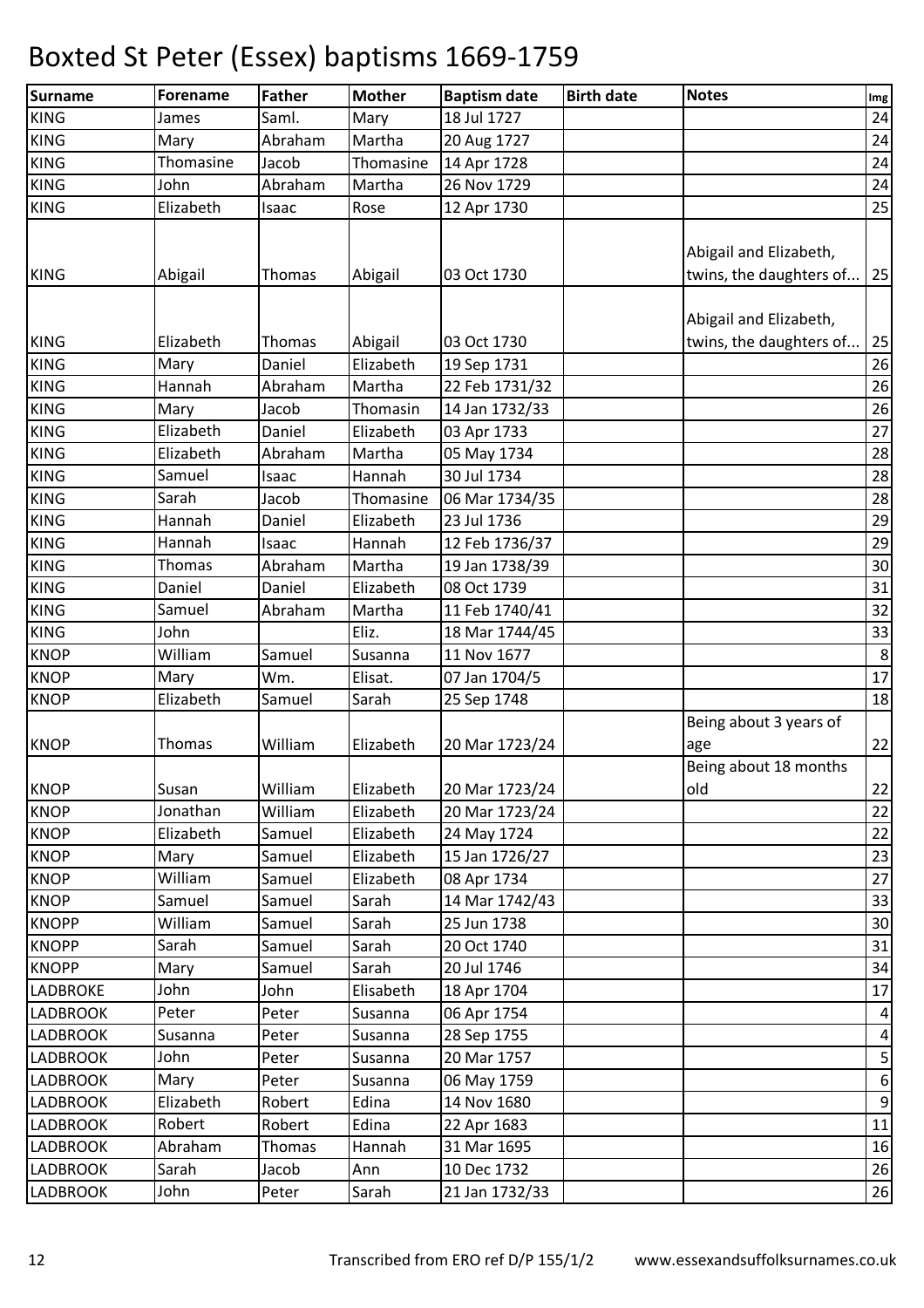# Boxted St Peter (Essex) baptisms 1669-1759

| Surname | Forename | Father | Mother | Baptism date | Birth date | Notes | Img |
|---|---|---|---|---|---|---|---|
| KING | James | Saml. | Mary | 18 Jul 1727 | | | 24 |
| KING | Mary | Abraham | Martha | 20 Aug 1727 | | | 24 |
| KING | Thomasine | Jacob | Thomasine | 14 Apr 1728 | | | 24 |
| KING | John | Abraham | Martha | 26 Nov 1729 | | | 24 |
| KING | Elizabeth | Isaac | Rose | 12 Apr 1730 | | | 25 |
| KING | Abigail | Thomas | Abigail | 03 Oct 1730 | | Abigail and Elizabeth, twins, the daughters of... | 25 |
| KING | Elizabeth | Thomas | Abigail | 03 Oct 1730 | | Abigail and Elizabeth, twins, the daughters of... | 25 |
| KING | Mary | Daniel | Elizabeth | 19 Sep 1731 | | | 26 |
| KING | Hannah | Abraham | Martha | 22 Feb 1731/32 | | | 26 |
| KING | Mary | Jacob | Thomasin | 14 Jan 1732/33 | | | 26 |
| KING | Elizabeth | Daniel | Elizabeth | 03 Apr 1733 | | | 27 |
| KING | Elizabeth | Abraham | Martha | 05 May 1734 | | | 28 |
| KING | Samuel | Isaac | Hannah | 30 Jul 1734 | | | 28 |
| KING | Sarah | Jacob | Thomasine | 06 Mar 1734/35 | | | 28 |
| KING | Hannah | Daniel | Elizabeth | 23 Jul 1736 | | | 29 |
| KING | Hannah | Isaac | Hannah | 12 Feb 1736/37 | | | 29 |
| KING | Thomas | Abraham | Martha | 19 Jan 1738/39 | | | 30 |
| KING | Daniel | Daniel | Elizabeth | 08 Oct 1739 | | | 31 |
| KING | Samuel | Abraham | Martha | 11 Feb 1740/41 | | | 32 |
| KING | John | | Eliz. | 18 Mar 1744/45 | | | 33 |
| KNOP | William | Samuel | Susanna | 11 Nov 1677 | | | 8 |
| KNOP | Mary | Wm. | Elisat. | 07 Jan 1704/5 | | | 17 |
| KNOP | Elizabeth | Samuel | Sarah | 25 Sep 1748 | | | 18 |
| KNOP | Thomas | William | Elizabeth | 20 Mar 1723/24 | | Being about 3 years of age | 22 |
| KNOP | Susan | William | Elizabeth | 20 Mar 1723/24 | | Being about 18 months old | 22 |
| KNOP | Jonathan | William | Elizabeth | 20 Mar 1723/24 | | | 22 |
| KNOP | Elizabeth | Samuel | Elizabeth | 24 May 1724 | | | 22 |
| KNOP | Mary | Samuel | Elizabeth | 15 Jan 1726/27 | | | 23 |
| KNOP | William | Samuel | Elizabeth | 08 Apr 1734 | | | 27 |
| KNOP | Samuel | Samuel | Sarah | 14 Mar 1742/43 | | | 33 |
| KNOPP | William | Samuel | Sarah | 25 Jun 1738 | | | 30 |
| KNOPP | Sarah | Samuel | Sarah | 20 Oct 1740 | | | 31 |
| KNOPP | Mary | Samuel | Sarah | 20 Jul 1746 | | | 34 |
| LADBROKE | John | John | Elisabeth | 18 Apr 1704 | | | 17 |
| LADBROOK | Peter | Peter | Susanna | 06 Apr 1754 | | | 4 |
| LADBROOK | Susanna | Peter | Susanna | 28 Sep 1755 | | | 4 |
| LADBROOK | John | Peter | Susanna | 20 Mar 1757 | | | 5 |
| LADBROOK | Mary | Peter | Susanna | 06 May 1759 | | | 6 |
| LADBROOK | Elizabeth | Robert | Edina | 14 Nov 1680 | | | 9 |
| LADBROOK | Robert | Robert | Edina | 22 Apr 1683 | | | 11 |
| LADBROOK | Abraham | Thomas | Hannah | 31 Mar 1695 | | | 16 |
| LADBROOK | Sarah | Jacob | Ann | 10 Dec 1732 | | | 26 |
| LADBROOK | John | Peter | Sarah | 21 Jan 1732/33 | | | 26 |

Transcribed from ERO ref D/P 155/1/2 www.essexandsuffolksurnames.co.uk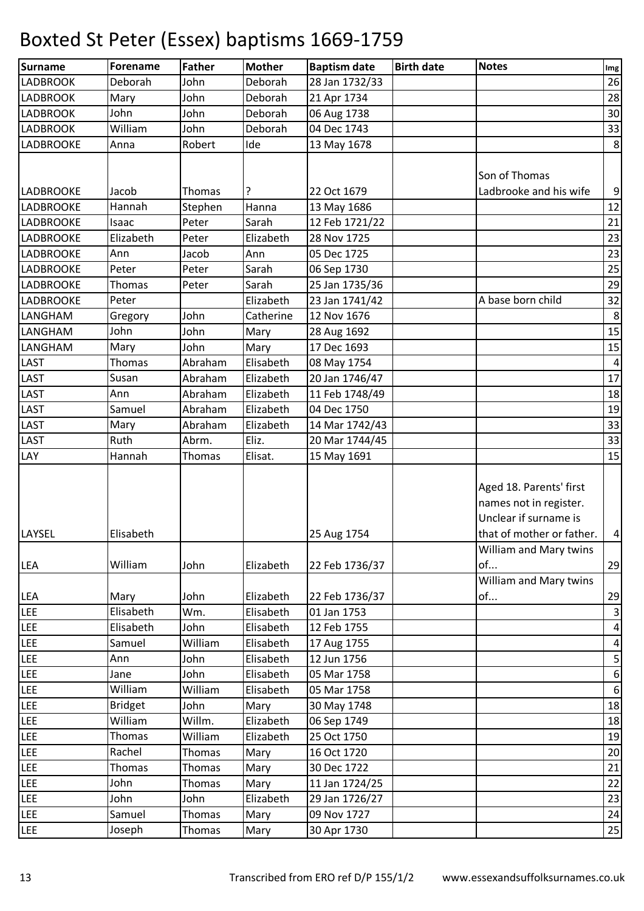# Boxted St Peter (Essex) baptisms 1669-1759

| Surname | Forename | Father | Mother | Baptism date | Birth date | Notes | Img |
|---|---|---|---|---|---|---|---|
| LADBROOK | Deborah | John | Deborah | 28 Jan 1732/33 | | | 26 |
| LADBROOK | Mary | John | Deborah | 21 Apr 1734 | | | 28 |
| LADBROOK | John | John | Deborah | 06 Aug 1738 | | | 30 |
| LADBROOK | William | John | Deborah | 04 Dec 1743 | | | 33 |
| LADBROOKE | Anna | Robert | Ide | 13 May 1678 | | | 8 |
| LADBROOKE | Jacob | Thomas | ? | 22 Oct 1679 | | Son of Thomas Ladbrooke and his wife | 9 |
| LADBROOKE | Hannah | Stephen | Hanna | 13 May 1686 | | | 12 |
| LADBROOKE | Isaac | Peter | Sarah | 12 Feb 1721/22 | | | 21 |
| LADBROOKE | Elizabeth | Peter | Elizabeth | 28 Nov 1725 | | | 23 |
| LADBROOKE | Ann | Jacob | Ann | 05 Dec 1725 | | | 23 |
| LADBROOKE | Peter | Peter | Sarah | 06 Sep 1730 | | | 25 |
| LADBROOKE | Thomas | Peter | Sarah | 25 Jan 1735/36 | | | 29 |
| LADBROOKE | Peter | | Elizabeth | 23 Jan 1741/42 | | A base born child | 32 |
| LANGHAM | Gregory | John | Catherine | 12 Nov 1676 | | | 8 |
| LANGHAM | John | John | Mary | 28 Aug 1692 | | | 15 |
| LANGHAM | Mary | John | Mary | 17 Dec 1693 | | | 15 |
| LAST | Thomas | Abraham | Elisabeth | 08 May 1754 | | | 4 |
| LAST | Susan | Abraham | Elizabeth | 20 Jan 1746/47 | | | 17 |
| LAST | Ann | Abraham | Elizabeth | 11 Feb 1748/49 | | | 18 |
| LAST | Samuel | Abraham | Elizabeth | 04 Dec 1750 | | | 19 |
| LAST | Mary | Abraham | Elizabeth | 14 Mar 1742/43 | | | 33 |
| LAST | Ruth | Abrm. | Eliz. | 20 Mar 1744/45 | | | 33 |
| LAY | Hannah | Thomas | Elisat. | 15 May 1691 | | | 15 |
| LAYSEL | Elisabeth | | | 25 Aug 1754 | | Aged 18. Parents' first names not in register. Unclear if surname is that of mother or father. | 4 |
| LEA | William | John | Elizabeth | 22 Feb 1736/37 | | William and Mary twins of... | 29 |
| LEA | Mary | John | Elizabeth | 22 Feb 1736/37 | | William and Mary twins of... | 29 |
| LEE | Elisabeth | Wm. | Elisabeth | 01 Jan 1753 | | | 3 |
| LEE | Elisabeth | John | Elisabeth | 12 Feb 1755 | | | 4 |
| LEE | Samuel | William | Elisabeth | 17 Aug 1755 | | | 4 |
| LEE | Ann | John | Elisabeth | 12 Jun 1756 | | | 5 |
| LEE | Jane | John | Elisabeth | 05 Mar 1758 | | | 6 |
| LEE | William | William | Elisabeth | 05 Mar 1758 | | | 6 |
| LEE | Bridget | John | Mary | 30 May 1748 | | | 18 |
| LEE | William | Willm. | Elizabeth | 06 Sep 1749 | | | 18 |
| LEE | Thomas | William | Elizabeth | 25 Oct 1750 | | | 19 |
| LEE | Rachel | Thomas | Mary | 16 Oct 1720 | | | 20 |
| LEE | Thomas | Thomas | Mary | 30 Dec 1722 | | | 21 |
| LEE | John | Thomas | Mary | 11 Jan 1724/25 | | | 22 |
| LEE | John | John | Elizabeth | 29 Jan 1726/27 | | | 23 |
| LEE | Samuel | Thomas | Mary | 09 Nov 1727 | | | 24 |
| LEE | Joseph | Thomas | Mary | 30 Apr 1730 | | | 25 |

Transcribed from ERO ref D/P 155/1/2 www.essexandsuffolksurnames.co.uk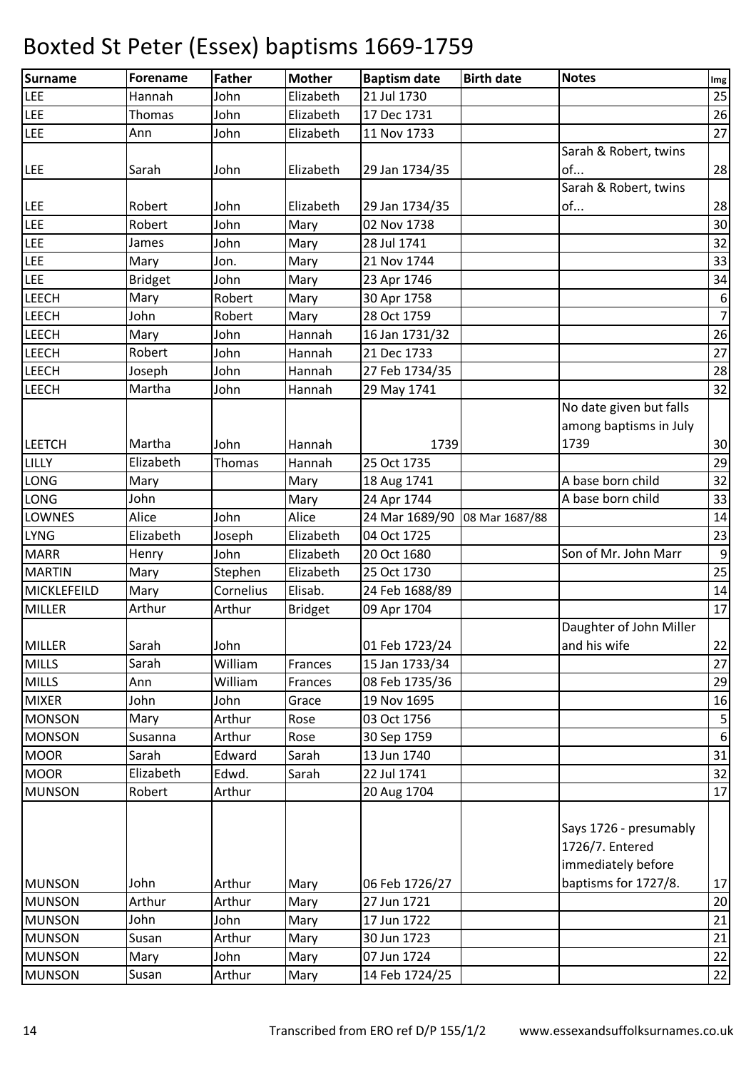# Boxted St Peter (Essex) baptisms 1669-1759

| Surname | Forename | Father | Mother | Baptism date | Birth date | Notes | Img |
|---|---|---|---|---|---|---|---|
| LEE | Hannah | John | Elizabeth | 21 Jul 1730 | | | 25 |
| LEE | Thomas | John | Elizabeth | 17 Dec 1731 | | | 26 |
| LEE | Ann | John | Elizabeth | 11 Nov 1733 | | | 27 |
| LEE | Sarah | John | Elizabeth | 29 Jan 1734/35 | | Sarah & Robert, twins of... | 28 |
| LEE | Robert | John | Elizabeth | 29 Jan 1734/35 | | Sarah & Robert, twins of... | 28 |
| LEE | Robert | John | Mary | 02 Nov 1738 | | | 30 |
| LEE | James | John | Mary | 28 Jul 1741 | | | 32 |
| LEE | Mary | Jon. | Mary | 21 Nov 1744 | | | 33 |
| LEE | Bridget | John | Mary | 23 Apr 1746 | | | 34 |
| LEECH | Mary | Robert | Mary | 30 Apr 1758 | | | 6 |
| LEECH | John | Robert | Mary | 28 Oct 1759 | | | 7 |
| LEECH | Mary | John | Hannah | 16 Jan 1731/32 | | | 26 |
| LEECH | Robert | John | Hannah | 21 Dec 1733 | | | 27 |
| LEECH | Joseph | John | Hannah | 27 Feb 1734/35 | | | 28 |
| LEECH | Martha | John | Hannah | 29 May 1741 | | | 32 |
| LEETCH | Martha | John | Hannah | 1739 | | No date given but falls among baptisms in July 1739 | 30 |
| LILLY | Elizabeth | Thomas | Hannah | 25 Oct 1735 | | | 29 |
| LONG | Mary | | Mary | 18 Aug 1741 | | A base born child | 32 |
| LONG | John | | Mary | 24 Apr 1744 | | A base born child | 33 |
| LOWNES | Alice | John | Alice | 24 Mar 1689/90 | 08 Mar 1687/88 | | 14 |
| LYNG | Elizabeth | Joseph | Elizabeth | 04 Oct 1725 | | | 23 |
| MARR | Henry | John | Elizabeth | 20 Oct 1680 | | Son of Mr. John Marr | 9 |
| MARTIN | Mary | Stephen | Elizabeth | 25 Oct 1730 | | | 25 |
| MICKLEFEILD | Mary | Cornelius | Elisab. | 24 Feb 1688/89 | | | 14 |
| MILLER | Arthur | Arthur | Bridget | 09 Apr 1704 | | | 17 |
| MILLER | Sarah | John | | 01 Feb 1723/24 | | Daughter of John Miller and his wife | 22 |
| MILLS | Sarah | William | Frances | 15 Jan 1733/34 | | | 27 |
| MILLS | Ann | William | Frances | 08 Feb 1735/36 | | | 29 |
| MIXER | John | John | Grace | 19 Nov 1695 | | | 16 |
| MONSON | Mary | Arthur | Rose | 03 Oct 1756 | | | 5 |
| MONSON | Susanna | Arthur | Rose | 30 Sep 1759 | | | 6 |
| MOOR | Sarah | Edward | Sarah | 13 Jun 1740 | | | 31 |
| MOOR | Elizabeth | Edwd. | Sarah | 22 Jul 1741 | | | 32 |
| MUNSON | Robert | Arthur | | 20 Aug 1704 | | | 17 |
| MUNSON | John | Arthur | Mary | 06 Feb 1726/27 | | Says 1726 - presumably 1726/7. Entered immediately before baptisms for 1727/8. | 17 |
| MUNSON | Arthur | Arthur | Mary | 27 Jun 1721 | | | 20 |
| MUNSON | John | John | Mary | 17 Jun 1722 | | | 21 |
| MUNSON | Susan | Arthur | Mary | 30 Jun 1723 | | | 21 |
| MUNSON | Mary | John | Mary | 07 Jun 1724 | | | 22 |
| MUNSON | Susan | Arthur | Mary | 14 Feb 1724/25 | | | 22 |

Transcribed from ERO ref D/P 155/1/2 www.essexandsuffolksurnames.co.uk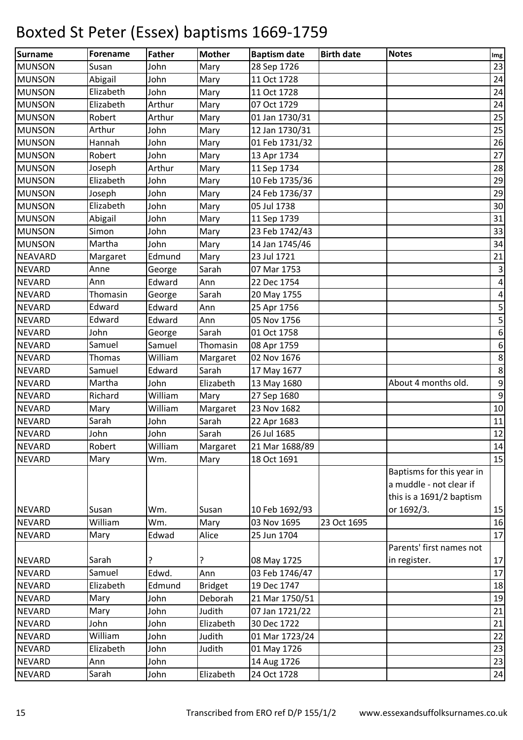# Boxted St Peter (Essex) baptisms 1669-1759

| Surname | Forename | Father | Mother | Baptism date | Birth date | Notes | Img |
|---|---|---|---|---|---|---|---|
| MUNSON | Susan | John | Mary | 28 Sep 1726 | | | 23 |
| MUNSON | Abigail | John | Mary | 11 Oct 1728 | | | 24 |
| MUNSON | Elizabeth | John | Mary | 11 Oct 1728 | | | 24 |
| MUNSON | Elizabeth | Arthur | Mary | 07 Oct 1729 | | | 24 |
| MUNSON | Robert | Arthur | Mary | 01 Jan 1730/31 | | | 25 |
| MUNSON | Arthur | John | Mary | 12 Jan 1730/31 | | | 25 |
| MUNSON | Hannah | John | Mary | 01 Feb 1731/32 | | | 26 |
| MUNSON | Robert | John | Mary | 13 Apr 1734 | | | 27 |
| MUNSON | Joseph | Arthur | Mary | 11 Sep 1734 | | | 28 |
| MUNSON | Elizabeth | John | Mary | 10 Feb 1735/36 | | | 29 |
| MUNSON | Joseph | John | Mary | 24 Feb 1736/37 | | | 29 |
| MUNSON | Elizabeth | John | Mary | 05 Jul 1738 | | | 30 |
| MUNSON | Abigail | John | Mary | 11 Sep 1739 | | | 31 |
| MUNSON | Simon | John | Mary | 23 Feb 1742/43 | | | 33 |
| MUNSON | Martha | John | Mary | 14 Jan 1745/46 | | | 34 |
| NEAVARD | Margaret | Edmund | Mary | 23 Jul 1721 | | | 21 |
| NEVARD | Anne | George | Sarah | 07 Mar 1753 | | | 3 |
| NEVARD | Ann | Edward | Ann | 22 Dec 1754 | | | 4 |
| NEVARD | Thomasin | George | Sarah | 20 May 1755 | | | 4 |
| NEVARD | Edward | Edward | Ann | 25 Apr 1756 | | | 5 |
| NEVARD | Edward | Edward | Ann | 05 Nov 1756 | | | 5 |
| NEVARD | John | George | Sarah | 01 Oct 1758 | | | 6 |
| NEVARD | Samuel | Samuel | Thomasin | 08 Apr 1759 | | | 6 |
| NEVARD | Thomas | William | Margaret | 02 Nov 1676 | | | 8 |
| NEVARD | Samuel | Edward | Sarah | 17 May 1677 | | | 8 |
| NEVARD | Martha | John | Elizabeth | 13 May 1680 | | About 4 months old. | 9 |
| NEVARD | Richard | William | Mary | 27 Sep 1680 | | | 9 |
| NEVARD | Mary | William | Margaret | 23 Nov 1682 | | | 10 |
| NEVARD | Sarah | John | Sarah | 22 Apr 1683 | | | 11 |
| NEVARD | John | John | Sarah | 26 Jul 1685 | | | 12 |
| NEVARD | Robert | William | Margaret | 21 Mar 1688/89 | | | 14 |
| NEVARD | Mary | Wm. | Mary | 18 Oct 1691 | | | 15 |
| NEVARD | Susan | Wm. | Susan | 10 Feb 1692/93 | | Baptisms for this year in a muddle - not clear if this is a 1691/2 baptism or 1692/3. | 15 |
| NEVARD | William | Wm. | Mary | 03 Nov 1695 | 23 Oct 1695 | | 16 |
| NEVARD | Mary | Edwad | Alice | 25 Jun 1704 | | | 17 |
| NEVARD | Sarah | ? | ? | 08 May 1725 | | Parents' first names not in register. | 17 |
| NEVARD | Samuel | Edwd. | Ann | 03 Feb 1746/47 | | | 17 |
| NEVARD | Elizabeth | Edmund | Bridget | 19 Dec 1747 | | | 18 |
| NEVARD | Mary | John | Deborah | 21 Mar 1750/51 | | | 19 |
| NEVARD | Mary | John | Judith | 07 Jan 1721/22 | | | 21 |
| NEVARD | John | John | Elizabeth | 30 Dec 1722 | | | 21 |
| NEVARD | William | John | Judith | 01 Mar 1723/24 | | | 22 |
| NEVARD | Elizabeth | John | Judith | 01 May 1726 | | | 23 |
| NEVARD | Ann | John | | 14 Aug 1726 | | | 23 |
| NEVARD | Sarah | John | Elizabeth | 24 Oct 1728 | | | 24 |

Transcribed from ERO ref D/P 155/1/2 www.essexandsuffolksurnames.co.uk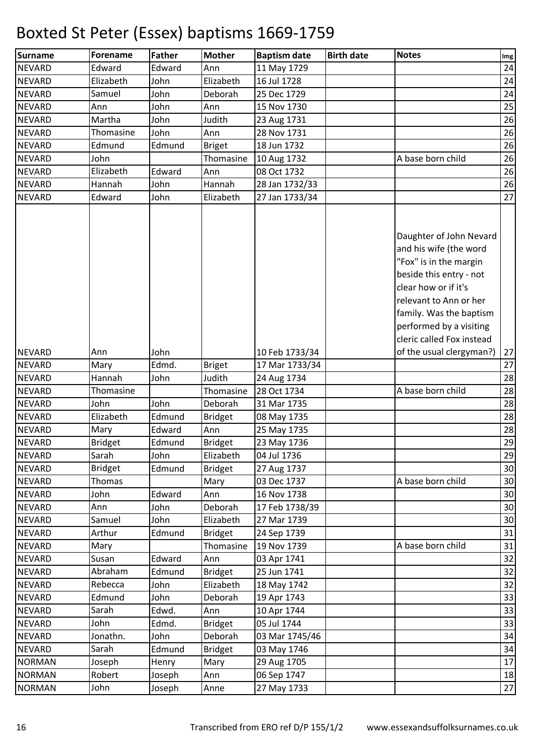# Boxted St Peter (Essex) baptisms 1669-1759

| Surname | Forename | Father | Mother | Baptism date | Birth date | Notes | Img |
|---|---|---|---|---|---|---|---|
| NEVARD | Edward | Edward | Ann | 11 May 1729 | | | 24 |
| NEVARD | Elizabeth | John | Elizabeth | 16 Jul 1728 | | | 24 |
| NEVARD | Samuel | John | Deborah | 25 Dec 1729 | | | 24 |
| NEVARD | Ann | John | Ann | 15 Nov 1730 | | | 25 |
| NEVARD | Martha | John | Judith | 23 Aug 1731 | | | 26 |
| NEVARD | Thomasine | John | Ann | 28 Nov 1731 | | | 26 |
| NEVARD | Edmund | Edmund | Briget | 18 Jun 1732 | | | 26 |
| NEVARD | John | | Thomasine | 10 Aug 1732 | | A base born child | 26 |
| NEVARD | Elizabeth | Edward | Ann | 08 Oct 1732 | | | 26 |
| NEVARD | Hannah | John | Hannah | 28 Jan 1732/33 | | | 26 |
| NEVARD | Edward | John | Elizabeth | 27 Jan 1733/34 | | | 27 |
| NEVARD | Ann | John | | 10 Feb 1733/34 | | Daughter of John Nevard and his wife (the word "Fox" is in the margin beside this entry - not clear how or if it's relevant to Ann or her family. Was the baptism performed by a visiting cleric called Fox instead of the usual clergyman?) | 27 |
| NEVARD | Mary | Edmd. | Briget | 17 Mar 1733/34 | | | 27 |
| NEVARD | Hannah | John | Judith | 24 Aug 1734 | | | 28 |
| NEVARD | Thomasine | | Thomasine | 28 Oct 1734 | | A base born child | 28 |
| NEVARD | John | John | Deborah | 31 Mar 1735 | | | 28 |
| NEVARD | Elizabeth | Edmund | Bridget | 08 May 1735 | | | 28 |
| NEVARD | Mary | Edward | Ann | 25 May 1735 | | | 28 |
| NEVARD | Bridget | Edmund | Bridget | 23 May 1736 | | | 29 |
| NEVARD | Sarah | John | Elizabeth | 04 Jul 1736 | | | 29 |
| NEVARD | Bridget | Edmund | Bridget | 27 Aug 1737 | | | 30 |
| NEVARD | Thomas | | Mary | 03 Dec 1737 | | A base born child | 30 |
| NEVARD | John | Edward | Ann | 16 Nov 1738 | | | 30 |
| NEVARD | Ann | John | Deborah | 17 Feb 1738/39 | | | 30 |
| NEVARD | Samuel | John | Elizabeth | 27 Mar 1739 | | | 30 |
| NEVARD | Arthur | Edmund | Bridget | 24 Sep 1739 | | | 31 |
| NEVARD | Mary | | Thomasine | 19 Nov 1739 | | A base born child | 31 |
| NEVARD | Susan | Edward | Ann | 03 Apr 1741 | | | 32 |
| NEVARD | Abraham | Edmund | Bridget | 25 Jun 1741 | | | 32 |
| NEVARD | Rebecca | John | Elizabeth | 18 May 1742 | | | 32 |
| NEVARD | Edmund | John | Deborah | 19 Apr 1743 | | | 33 |
| NEVARD | Sarah | Edwd. | Ann | 10 Apr 1744 | | | 33 |
| NEVARD | John | Edmd. | Bridget | 05 Jul 1744 | | | 33 |
| NEVARD | Jonathn. | John | Deborah | 03 Mar 1745/46 | | | 34 |
| NEVARD | Sarah | Edmund | Bridget | 03 May 1746 | | | 34 |
| NORMAN | Joseph | Henry | Mary | 29 Aug 1705 | | | 17 |
| NORMAN | Robert | Joseph | Ann | 06 Sep 1747 | | | 18 |
| NORMAN | John | Joseph | Anne | 27 May 1733 | | | 27 |

Transcribed from ERO ref D/P 155/1/2 www.essexandsuffolksurnames.co.uk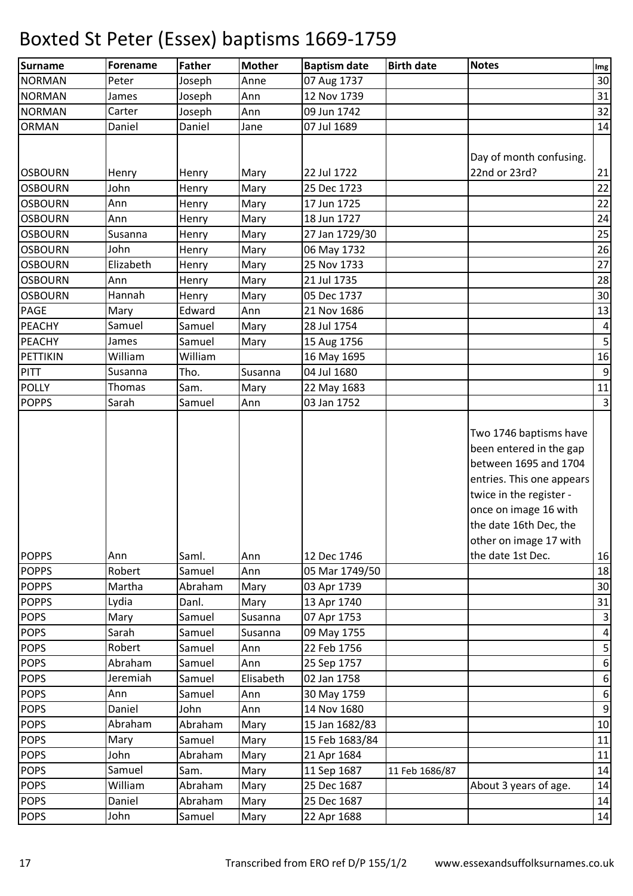# Boxted St Peter (Essex) baptisms 1669-1759

| Surname | Forename | Father | Mother | Baptism date | Birth date | Notes | Img |
|---|---|---|---|---|---|---|---|
| NORMAN | Peter | Joseph | Anne | 07 Aug 1737 | | | 30 |
| NORMAN | James | Joseph | Ann | 12 Nov 1739 | | | 31 |
| NORMAN | Carter | Joseph | Ann | 09 Jun 1742 | | | 32 |
| ORMAN | Daniel | Daniel | Jane | 07 Jul 1689 | | | 14 |
| OSBOURN | Henry | Henry | Mary | 22 Jul 1722 | | Day of month confusing. 22nd or 23rd? | 21 |
| OSBOURN | John | Henry | Mary | 25 Dec 1723 | | | 22 |
| OSBOURN | Ann | Henry | Mary | 17 Jun 1725 | | | 22 |
| OSBOURN | Ann | Henry | Mary | 18 Jun 1727 | | | 24 |
| OSBOURN | Susanna | Henry | Mary | 27 Jan 1729/30 | | | 25 |
| OSBOURN | John | Henry | Mary | 06 May 1732 | | | 26 |
| OSBOURN | Elizabeth | Henry | Mary | 25 Nov 1733 | | | 27 |
| OSBOURN | Ann | Henry | Mary | 21 Jul 1735 | | | 28 |
| OSBOURN | Hannah | Henry | Mary | 05 Dec 1737 | | | 30 |
| PAGE | Mary | Edward | Ann | 21 Nov 1686 | | | 13 |
| PEACHY | Samuel | Samuel | Mary | 28 Jul 1754 | | | 4 |
| PEACHY | James | Samuel | Mary | 15 Aug 1756 | | | 5 |
| PETTIKIN | William | William | | 16 May 1695 | | | 16 |
| PITT | Susanna | Tho. | Susanna | 04 Jul 1680 | | | 9 |
| POLLY | Thomas | Sam. | Mary | 22 May 1683 | | | 11 |
| POPPS | Sarah | Samuel | Ann | 03 Jan 1752 | | | 3 |
| POPPS | Ann | Saml. | Ann | 12 Dec 1746 | | Two 1746 baptisms have been entered in the gap between 1695 and 1704 entries. This one appears twice in the register - once on image 16 with the date 16th Dec, the other on image 17 with the date 1st Dec. | 16 |
| POPPS | Robert | Samuel | Ann | 05 Mar 1749/50 | | | 18 |
| POPPS | Martha | Abraham | Mary | 03 Apr 1739 | | | 30 |
| POPPS | Lydia | Danl. | Mary | 13 Apr 1740 | | | 31 |
| POPS | Mary | Samuel | Susanna | 07 Apr 1753 | | | 3 |
| POPS | Sarah | Samuel | Susanna | 09 May 1755 | | | 4 |
| POPS | Robert | Samuel | Ann | 22 Feb 1756 | | | 5 |
| POPS | Abraham | Samuel | Ann | 25 Sep 1757 | | | 6 |
| POPS | Jeremiah | Samuel | Elisabeth | 02 Jan 1758 | | | 6 |
| POPS | Ann | Samuel | Ann | 30 May 1759 | | | 6 |
| POPS | Daniel | John | Ann | 14 Nov 1680 | | | 9 |
| POPS | Abraham | Abraham | Mary | 15 Jan 1682/83 | | | 10 |
| POPS | Mary | Samuel | Mary | 15 Feb 1683/84 | | | 11 |
| POPS | John | Abraham | Mary | 21 Apr 1684 | | | 11 |
| POPS | Samuel | Sam. | Mary | 11 Sep 1687 | 11 Feb 1686/87 | | 14 |
| POPS | William | Abraham | Mary | 25 Dec 1687 | | About 3 years of age. | 14 |
| POPS | Daniel | Abraham | Mary | 25 Dec 1687 | | | 14 |
| POPS | John | Samuel | Mary | 22 Apr 1688 | | | 14 |

Transcribed from ERO ref D/P 155/1/2 www.essexandsuffolksurnames.co.uk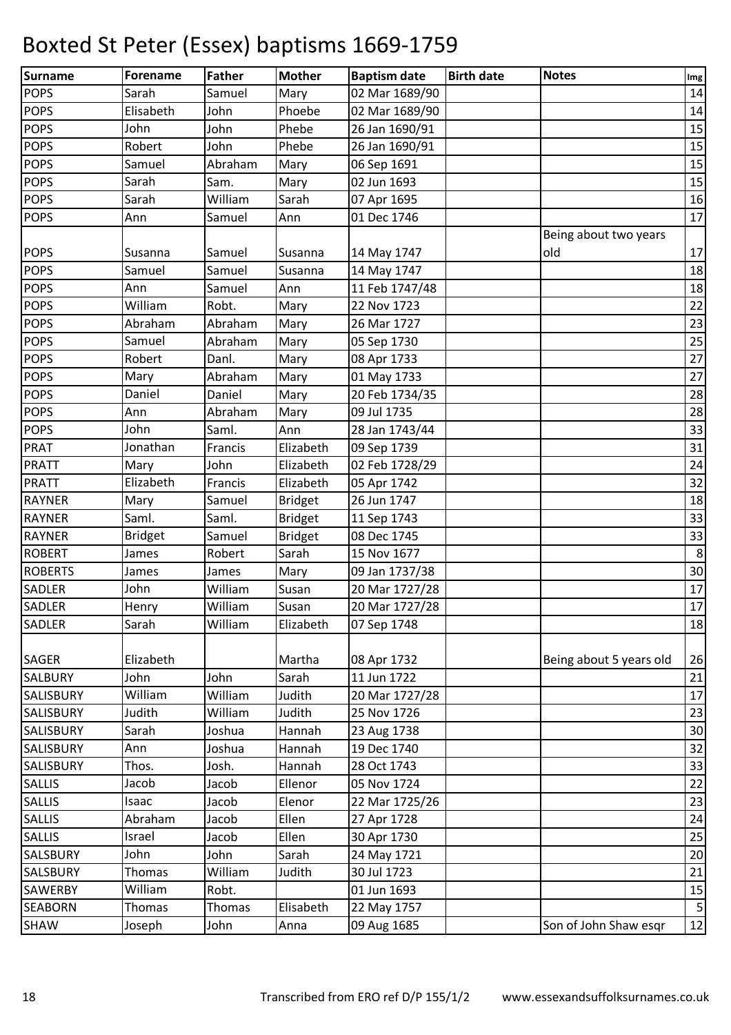# Boxted St Peter (Essex) baptisms 1669-1759

| Surname | Forename | Father | Mother | Baptism date | Birth date | Notes | Img |
|---|---|---|---|---|---|---|---|
| POPS | Sarah | Samuel | Mary | 02 Mar 1689/90 | | | 14 |
| POPS | Elisabeth | John | Phoebe | 02 Mar 1689/90 | | | 14 |
| POPS | John | John | Phebe | 26 Jan 1690/91 | | | 15 |
| POPS | Robert | John | Phebe | 26 Jan 1690/91 | | | 15 |
| POPS | Samuel | Abraham | Mary | 06 Sep 1691 | | | 15 |
| POPS | Sarah | Sam. | Mary | 02 Jun 1693 | | | 15 |
| POPS | Sarah | William | Sarah | 07 Apr 1695 | | | 16 |
| POPS | Ann | Samuel | Ann | 01 Dec 1746 | | | 17 |
| POPS | Susanna | Samuel | Susanna | 14 May 1747 | | Being about two years old | 17 |
| POPS | Samuel | Samuel | Susanna | 14 May 1747 | | | 18 |
| POPS | Ann | Samuel | Ann | 11 Feb 1747/48 | | | 18 |
| POPS | William | Robt. | Mary | 22 Nov 1723 | | | 22 |
| POPS | Abraham | Abraham | Mary | 26 Mar 1727 | | | 23 |
| POPS | Samuel | Abraham | Mary | 05 Sep 1730 | | | 25 |
| POPS | Robert | Danl. | Mary | 08 Apr 1733 | | | 27 |
| POPS | Mary | Abraham | Mary | 01 May 1733 | | | 27 |
| POPS | Daniel | Daniel | Mary | 20 Feb 1734/35 | | | 28 |
| POPS | Ann | Abraham | Mary | 09 Jul 1735 | | | 28 |
| POPS | John | Saml. | Ann | 28 Jan 1743/44 | | | 33 |
| PRAT | Jonathan | Francis | Elizabeth | 09 Sep 1739 | | | 31 |
| PRATT | Mary | John | Elizabeth | 02 Feb 1728/29 | | | 24 |
| PRATT | Elizabeth | Francis | Elizabeth | 05 Apr 1742 | | | 32 |
| RAYNER | Mary | Samuel | Bridget | 26 Jun 1747 | | | 18 |
| RAYNER | Saml. | Saml. | Bridget | 11 Sep 1743 | | | 33 |
| RAYNER | Bridget | Samuel | Bridget | 08 Dec 1745 | | | 33 |
| ROBERT | James | Robert | Sarah | 15 Nov 1677 | | | 8 |
| ROBERTS | James | James | Mary | 09 Jan 1737/38 | | | 30 |
| SADLER | John | William | Susan | 20 Mar 1727/28 | | | 17 |
| SADLER | Henry | William | Susan | 20 Mar 1727/28 | | | 17 |
| SADLER | Sarah | William | Elizabeth | 07 Sep 1748 | | | 18 |
| SAGER | Elizabeth | | Martha | 08 Apr 1732 | | Being about 5 years old | 26 |
| SALBURY | John | John | Sarah | 11 Jun 1722 | | | 21 |
| SALISBURY | William | William | Judith | 20 Mar 1727/28 | | | 17 |
| SALISBURY | Judith | William | Judith | 25 Nov 1726 | | | 23 |
| SALISBURY | Sarah | Joshua | Hannah | 23 Aug 1738 | | | 30 |
| SALISBURY | Ann | Joshua | Hannah | 19 Dec 1740 | | | 32 |
| SALISBURY | Thos. | Josh. | Hannah | 28 Oct 1743 | | | 33 |
| SALLIS | Jacob | Jacob | Ellenor | 05 Nov 1724 | | | 22 |
| SALLIS | Isaac | Jacob | Elenor | 22 Mar 1725/26 | | | 23 |
| SALLIS | Abraham | Jacob | Ellen | 27 Apr 1728 | | | 24 |
| SALLIS | Israel | Jacob | Ellen | 30 Apr 1730 | | | 25 |
| SALSBURY | John | John | Sarah | 24 May 1721 | | | 20 |
| SALSBURY | Thomas | William | Judith | 30 Jul 1723 | | | 21 |
| SAWERBY | William | Robt. | | 01 Jun 1693 | | | 15 |
| SEABORN | Thomas | Thomas | Elisabeth | 22 May 1757 | | | 5 |
| SHAW | Joseph | John | Anna | 09 Aug 1685 | | Son of John Shaw esqr | 12 |

Transcribed from ERO ref D/P 155/1/2 www.essexandsuffolksurnames.co.uk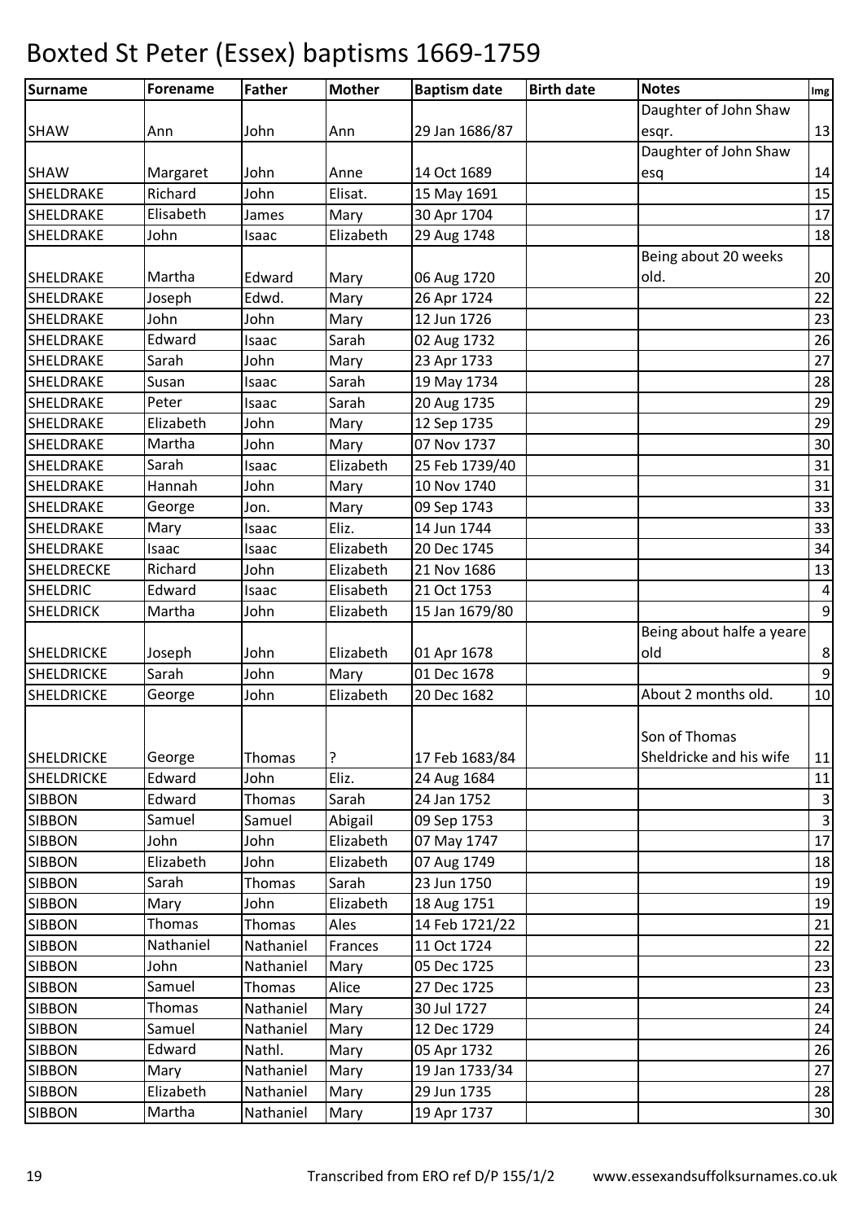# Boxted St Peter (Essex) baptisms 1669-1759

| Surname | Forename | Father | Mother | Baptism date | Birth date | Notes | Img |
|---|---|---|---|---|---|---|---|
| SHAW | Ann | John | Ann | 29 Jan 1686/87 | | Daughter of John Shaw esqr. | 13 |
| SHAW | Margaret | John | Anne | 14 Oct 1689 | | Daughter of John Shaw esq | 14 |
| SHELDRAKE | Richard | John | Elisat. | 15 May 1691 | | | 15 |
| SHELDRAKE | Elisabeth | James | Mary | 30 Apr 1704 | | | 17 |
| SHELDRAKE | John | Isaac | Elizabeth | 29 Aug 1748 | | | 18 |
| SHELDRAKE | Martha | Edward | Mary | 06 Aug 1720 | | Being about 20 weeks old. | 20 |
| SHELDRAKE | Joseph | Edwd. | Mary | 26 Apr 1724 | | | 22 |
| SHELDRAKE | John | John | Mary | 12 Jun 1726 | | | 23 |
| SHELDRAKE | Edward | Isaac | Sarah | 02 Aug 1732 | | | 26 |
| SHELDRAKE | Sarah | John | Mary | 23 Apr 1733 | | | 27 |
| SHELDRAKE | Susan | Isaac | Sarah | 19 May 1734 | | | 28 |
| SHELDRAKE | Peter | Isaac | Sarah | 20 Aug 1735 | | | 29 |
| SHELDRAKE | Elizabeth | John | Mary | 12 Sep 1735 | | | 29 |
| SHELDRAKE | Martha | John | Mary | 07 Nov 1737 | | | 30 |
| SHELDRAKE | Sarah | Isaac | Elizabeth | 25 Feb 1739/40 | | | 31 |
| SHELDRAKE | Hannah | John | Mary | 10 Nov 1740 | | | 31 |
| SHELDRAKE | George | Jon. | Mary | 09 Sep 1743 | | | 33 |
| SHELDRAKE | Mary | Isaac | Eliz. | 14 Jun 1744 | | | 33 |
| SHELDRAKE | Isaac | Isaac | Elizabeth | 20 Dec 1745 | | | 34 |
| SHELDRECKE | Richard | John | Elizabeth | 21 Nov 1686 | | | 13 |
| SHELDRIC | Edward | Isaac | Elisabeth | 21 Oct 1753 | | | 4 |
| SHELDRICK | Martha | John | Elizabeth | 15 Jan 1679/80 | | | 9 |
| SHELDRICKE | Joseph | John | Elizabeth | 01 Apr 1678 | | Being about halfe a yeare old | 8 |
| SHELDRICKE | Sarah | John | Mary | 01 Dec 1678 | | | 9 |
| SHELDRICKE | George | John | Elizabeth | 20 Dec 1682 | | About 2 months old. | 10 |
| SHELDRICKE | George | Thomas | ? | 17 Feb 1683/84 | | Son of Thomas Sheldricke and his wife | 11 |
| SHELDRICKE | Edward | John | Eliz. | 24 Aug 1684 | | | 11 |
| SIBBON | Edward | Thomas | Sarah | 24 Jan 1752 | | | 3 |
| SIBBON | Samuel | Samuel | Abigail | 09 Sep 1753 | | | 3 |
| SIBBON | John | John | Elizabeth | 07 May 1747 | | | 17 |
| SIBBON | Elizabeth | John | Elizabeth | 07 Aug 1749 | | | 18 |
| SIBBON | Sarah | Thomas | Sarah | 23 Jun 1750 | | | 19 |
| SIBBON | Mary | John | Elizabeth | 18 Aug 1751 | | | 19 |
| SIBBON | Thomas | Thomas | Ales | 14 Feb 1721/22 | | | 21 |
| SIBBON | Nathaniel | Nathaniel | Frances | 11 Oct 1724 | | | 22 |
| SIBBON | John | Nathaniel | Mary | 05 Dec 1725 | | | 23 |
| SIBBON | Samuel | Thomas | Alice | 27 Dec 1725 | | | 23 |
| SIBBON | Thomas | Nathaniel | Mary | 30 Jul 1727 | | | 24 |
| SIBBON | Samuel | Nathaniel | Mary | 12 Dec 1729 | | | 24 |
| SIBBON | Edward | Nathl. | Mary | 05 Apr 1732 | | | 26 |
| SIBBON | Mary | Nathaniel | Mary | 19 Jan 1733/34 | | | 27 |
| SIBBON | Elizabeth | Nathaniel | Mary | 29 Jun 1735 | | | 28 |
| SIBBON | Martha | Nathaniel | Mary | 19 Apr 1737 | | | 30 |

Transcribed from ERO ref D/P 155/1/2 www.essexandsuffolksurnames.co.uk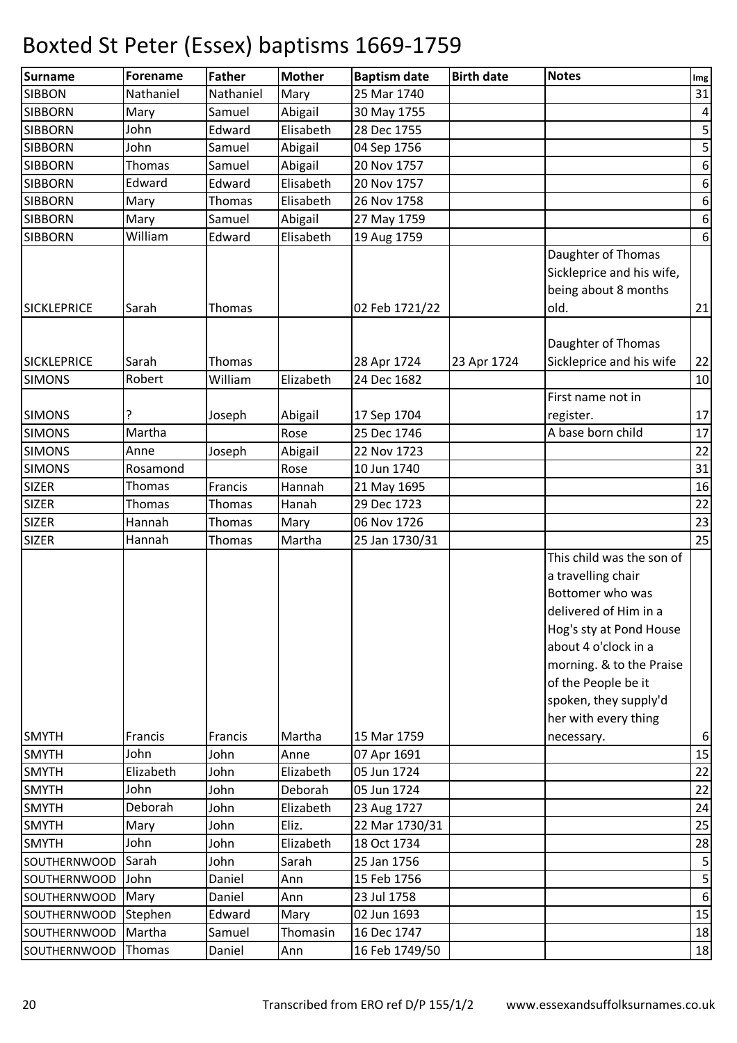# Boxted St Peter (Essex) baptisms 1669-1759

| Surname | Forename | Father | Mother | Baptism date | Birth date | Notes | Img |
|---|---|---|---|---|---|---|---|
| SIBBON | Nathaniel | Nathaniel | Mary | 25 Mar 1740 | | | 31 |
| SIBBORN | Mary | Samuel | Abigail | 30 May 1755 | | | 4 |
| SIBBORN | John | Edward | Elisabeth | 28 Dec 1755 | | | 5 |
| SIBBORN | John | Samuel | Abigail | 04 Sep 1756 | | | 5 |
| SIBBORN | Thomas | Samuel | Abigail | 20 Nov 1757 | | | 6 |
| SIBBORN | Edward | Edward | Elisabeth | 20 Nov 1757 | | | 6 |
| SIBBORN | Mary | Thomas | Elisabeth | 26 Nov 1758 | | | 6 |
| SIBBORN | Mary | Samuel | Abigail | 27 May 1759 | | | 6 |
| SIBBORN | William | Edward | Elisabeth | 19 Aug 1759 | | | 6 |
| SICKLEPRICE | Sarah | Thomas | | 02 Feb 1721/22 | | Daughter of Thomas Sickleprice and his wife, being about 8 months old. | 21 |
| SICKLEPRICE | Sarah | Thomas | | 28 Apr 1724 | 23 Apr 1724 | Daughter of Thomas Sickleprice and his wife | 22 |
| SIMONS | Robert | William | Elizabeth | 24 Dec 1682 | | | 10 |
| SIMONS | ? | Joseph | Abigail | 17 Sep 1704 | | First name not in register. | 17 |
| SIMONS | Martha | | Rose | 25 Dec 1746 | | A base born child | 17 |
| SIMONS | Anne | Joseph | Abigail | 22 Nov 1723 | | | 22 |
| SIMONS | Rosamond | | Rose | 10 Jun 1740 | | | 31 |
| SIZER | Thomas | Francis | Hannah | 21 May 1695 | | | 16 |
| SIZER | Thomas | Thomas | Hanah | 29 Dec 1723 | | | 22 |
| SIZER | Hannah | Thomas | Mary | 06 Nov 1726 | | | 23 |
| SIZER | Hannah | Thomas | Martha | 25 Jan 1730/31 | | | 25 |
| SMYTH | Francis | Francis | Martha | 15 Mar 1759 | | This child was the son of a travelling chair Bottomer who was delivered of Him in a Hog's sty at Pond House about 4 o'clock in a morning. & to the Praise of the People be it spoken, they supply'd her with every thing necessary. | 6 |
| SMYTH | John | John | Anne | 07 Apr 1691 | | | 15 |
| SMYTH | Elizabeth | John | Elizabeth | 05 Jun 1724 | | | 22 |
| SMYTH | John | John | Deborah | 05 Jun 1724 | | | 22 |
| SMYTH | Deborah | John | Elizabeth | 23 Aug 1727 | | | 24 |
| SMYTH | Mary | John | Eliz. | 22 Mar 1730/31 | | | 25 |
| SMYTH | John | John | Elizabeth | 18 Oct 1734 | | | 28 |
| SOUTHERNWOOD | Sarah | John | Sarah | 25 Jan 1756 | | | 5 |
| SOUTHERNWOOD | John | Daniel | Ann | 15 Feb 1756 | | | 5 |
| SOUTHERNWOOD | Mary | Daniel | Ann | 23 Jul 1758 | | | 6 |
| SOUTHERNWOOD | Stephen | Edward | Mary | 02 Jun 1693 | | | 15 |
| SOUTHERNWOOD | Martha | Samuel | Thomasin | 16 Dec 1747 | | | 18 |
| SOUTHERNWOOD | Thomas | Daniel | Ann | 16 Feb 1749/50 | | | 18 |

Transcribed from ERO ref D/P 155/1/2 www.essexandsuffolksurnames.co.uk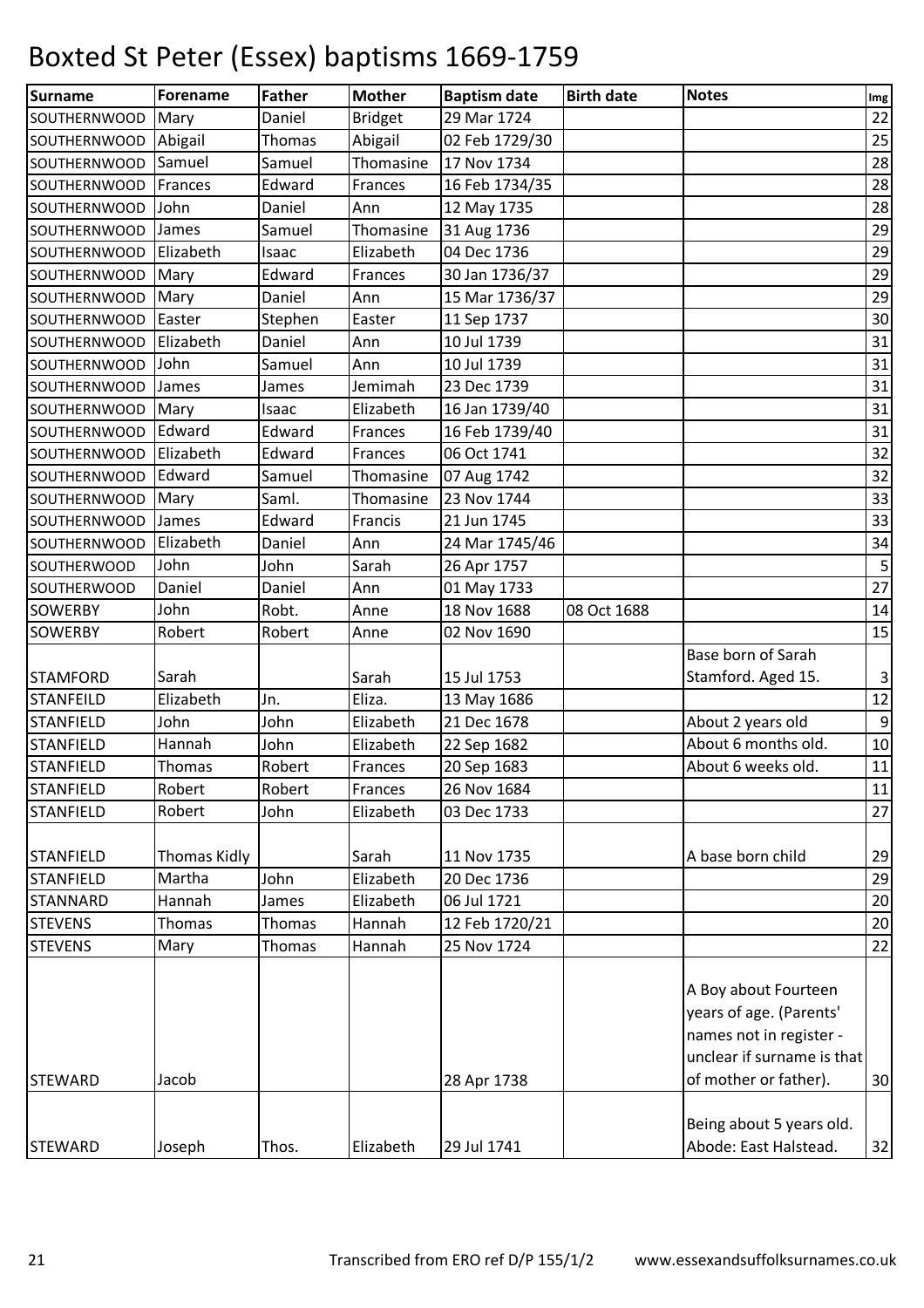# Boxted St Peter (Essex) baptisms 1669-1759

| Surname | Forename | Father | Mother | Baptism date | Birth date | Notes | Img |
|---|---|---|---|---|---|---|---|
| SOUTHERNWOOD | Mary | Daniel | Bridget | 29 Mar 1724 | | | 22 |
| SOUTHERNWOOD | Abigail | Thomas | Abigail | 02 Feb 1729/30 | | | 25 |
| SOUTHERNWOOD | Samuel | Samuel | Thomasine | 17 Nov 1734 | | | 28 |
| SOUTHERNWOOD | Frances | Edward | Frances | 16 Feb 1734/35 | | | 28 |
| SOUTHERNWOOD | John | Daniel | Ann | 12 May 1735 | | | 28 |
| SOUTHERNWOOD | James | Samuel | Thomasine | 31 Aug 1736 | | | 29 |
| SOUTHERNWOOD | Elizabeth | Isaac | Elizabeth | 04 Dec 1736 | | | 29 |
| SOUTHERNWOOD | Mary | Edward | Frances | 30 Jan 1736/37 | | | 29 |
| SOUTHERNWOOD | Mary | Daniel | Ann | 15 Mar 1736/37 | | | 29 |
| SOUTHERNWOOD | Easter | Stephen | Easter | 11 Sep 1737 | | | 30 |
| SOUTHERNWOOD | Elizabeth | Daniel | Ann | 10 Jul 1739 | | | 31 |
| SOUTHERNWOOD | John | Samuel | Ann | 10 Jul 1739 | | | 31 |
| SOUTHERNWOOD | James | James | Jemimah | 23 Dec 1739 | | | 31 |
| SOUTHERNWOOD | Mary | Isaac | Elizabeth | 16 Jan 1739/40 | | | 31 |
| SOUTHERNWOOD | Edward | Edward | Frances | 16 Feb 1739/40 | | | 31 |
| SOUTHERNWOOD | Elizabeth | Edward | Frances | 06 Oct 1741 | | | 32 |
| SOUTHERNWOOD | Edward | Samuel | Thomasine | 07 Aug 1742 | | | 32 |
| SOUTHERNWOOD | Mary | Saml. | Thomasine | 23 Nov 1744 | | | 33 |
| SOUTHERNWOOD | James | Edward | Francis | 21 Jun 1745 | | | 33 |
| SOUTHERNWOOD | Elizabeth | Daniel | Ann | 24 Mar 1745/46 | | | 34 |
| SOUTHERWOOD | John | John | Sarah | 26 Apr 1757 | | | 5 |
| SOUTHERWOOD | Daniel | Daniel | Ann | 01 May 1733 | | | 27 |
| SOWERBY | John | Robt. | Anne | 18 Nov 1688 | 08 Oct 1688 | | 14 |
| SOWERBY | Robert | Robert | Anne | 02 Nov 1690 | | | 15 |
| STAMFORD | Sarah | | Sarah | 15 Jul 1753 | | Base born of Sarah Stamford. Aged 15. | 3 |
| STANFEILD | Elizabeth | Jn. | Eliza. | 13 May 1686 | | | 12 |
| STANFIELD | John | John | Elizabeth | 21 Dec 1678 | | About 2 years old | 9 |
| STANFIELD | Hannah | John | Elizabeth | 22 Sep 1682 | | About 6 months old. | 10 |
| STANFIELD | Thomas | Robert | Frances | 20 Sep 1683 | | About 6 weeks old. | 11 |
| STANFIELD | Robert | Robert | Frances | 26 Nov 1684 | | | 11 |
| STANFIELD | Robert | John | Elizabeth | 03 Dec 1733 | | | 27 |
| STANFIELD | Thomas Kidly | | Sarah | 11 Nov 1735 | | A base born child | 29 |
| STANFIELD | Martha | John | Elizabeth | 20 Dec 1736 | | | 29 |
| STANNARD | Hannah | James | Elizabeth | 06 Jul 1721 | | | 20 |
| STEVENS | Thomas | Thomas | Hannah | 12 Feb 1720/21 | | | 20 |
| STEVENS | Mary | Thomas | Hannah | 25 Nov 1724 | | | 22 |
| STEWARD | Jacob | | | 28 Apr 1738 | | A Boy about Fourteen years of age. (Parents' names not in register - unclear if surname is that of mother or father). | 30 |
| STEWARD | Joseph | Thos. | Elizabeth | 29 Jul 1741 | | Being about 5 years old. Abode: East Halstead. | 32 |

Transcribed from ERO ref D/P 155/1/2 www.essexandsuffolksurnames.co.uk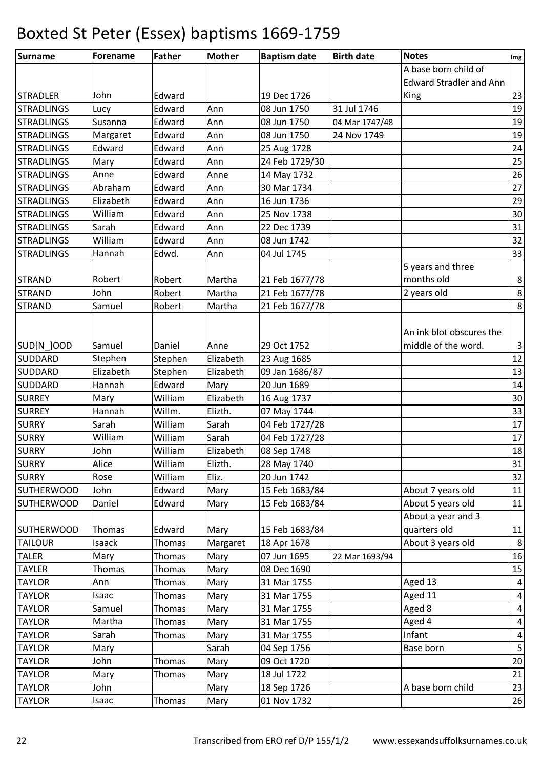# Boxted St Peter (Essex) baptisms 1669-1759

| Surname | Forename | Father | Mother | Baptism date | Birth date | Notes | Img |
|---|---|---|---|---|---|---|---|
| STRADLER | John | Edward | | 19 Dec 1726 | | A base born child of Edward Stradler and Ann King | 23 |
| STRADLINGS | Lucy | Edward | Ann | 08 Jun 1750 | 31 Jul 1746 | | 19 |
| STRADLINGS | Susanna | Edward | Ann | 08 Jun 1750 | 04 Mar 1747/48 | | 19 |
| STRADLINGS | Margaret | Edward | Ann | 08 Jun 1750 | 24 Nov 1749 | | 19 |
| STRADLINGS | Edward | Edward | Ann | 25 Aug 1728 | | | 24 |
| STRADLINGS | Mary | Edward | Ann | 24 Feb 1729/30 | | | 25 |
| STRADLINGS | Anne | Edward | Anne | 14 May 1732 | | | 26 |
| STRADLINGS | Abraham | Edward | Ann | 30 Mar 1734 | | | 27 |
| STRADLINGS | Elizabeth | Edward | Ann | 16 Jun 1736 | | | 29 |
| STRADLINGS | William | Edward | Ann | 25 Nov 1738 | | | 30 |
| STRADLINGS | Sarah | Edward | Ann | 22 Dec 1739 | | | 31 |
| STRADLINGS | William | Edward | Ann | 08 Jun 1742 | | | 32 |
| STRADLINGS | Hannah | Edwd. | Ann | 04 Jul 1745 | | | 33 |
| STRAND | Robert | Robert | Martha | 21 Feb 1677/78 | | 5 years and three months old | 8 |
| STRAND | John | Robert | Martha | 21 Feb 1677/78 | | 2 years old | 8 |
| STRAND | Samuel | Robert | Martha | 21 Feb 1677/78 | | | 8 |
| SUD[N_]OOD | Samuel | Daniel | Anne | 29 Oct 1752 | | An ink blot obscures the middle of the word. | 3 |
| SUDDARD | Stephen | Stephen | Elizabeth | 23 Aug 1685 | | | 12 |
| SUDDARD | Elizabeth | Stephen | Elizabeth | 09 Jan 1686/87 | | | 13 |
| SUDDARD | Hannah | Edward | Mary | 20 Jun 1689 | | | 14 |
| SURREY | Mary | William | Elizabeth | 16 Aug 1737 | | | 30 |
| SURREY | Hannah | Willm. | Elizth. | 07 May 1744 | | | 33 |
| SURRY | Sarah | William | Sarah | 04 Feb 1727/28 | | | 17 |
| SURRY | William | William | Sarah | 04 Feb 1727/28 | | | 17 |
| SURRY | John | William | Elizabeth | 08 Sep 1748 | | | 18 |
| SURRY | Alice | William | Elizth. | 28 May 1740 | | | 31 |
| SURRY | Rose | William | Eliz. | 20 Jun 1742 | | | 32 |
| SUTHERWOOD | John | Edward | Mary | 15 Feb 1683/84 | | About 7 years old | 11 |
| SUTHERWOOD | Daniel | Edward | Mary | 15 Feb 1683/84 | | About 5 years old | 11 |
| SUTHERWOOD | Thomas | Edward | Mary | 15 Feb 1683/84 | | About a year and 3 quarters old | 11 |
| TAILOUR | Isaack | Thomas | Margaret | 18 Apr 1678 | | About 3 years old | 8 |
| TALER | Mary | Thomas | Mary | 07 Jun 1695 | 22 Mar 1693/94 | | 16 |
| TAYLER | Thomas | Thomas | Mary | 08 Dec 1690 | | | 15 |
| TAYLOR | Ann | Thomas | Mary | 31 Mar 1755 | | Aged 13 | 4 |
| TAYLOR | Isaac | Thomas | Mary | 31 Mar 1755 | | Aged 11 | 4 |
| TAYLOR | Samuel | Thomas | Mary | 31 Mar 1755 | | Aged 8 | 4 |
| TAYLOR | Martha | Thomas | Mary | 31 Mar 1755 | | Aged 4 | 4 |
| TAYLOR | Sarah | Thomas | Mary | 31 Mar 1755 | | Infant | 4 |
| TAYLOR | Mary | | Sarah | 04 Sep 1756 | | Base born | 5 |
| TAYLOR | John | Thomas | Mary | 09 Oct 1720 | | | 20 |
| TAYLOR | Mary | Thomas | Mary | 18 Jul 1722 | | | 21 |
| TAYLOR | John | | Mary | 18 Sep 1726 | | A base born child | 23 |
| TAYLOR | Isaac | Thomas | Mary | 01 Nov 1732 | | | 26 |

Transcribed from ERO ref D/P 155/1/2 www.essexandsuffolksurnames.co.uk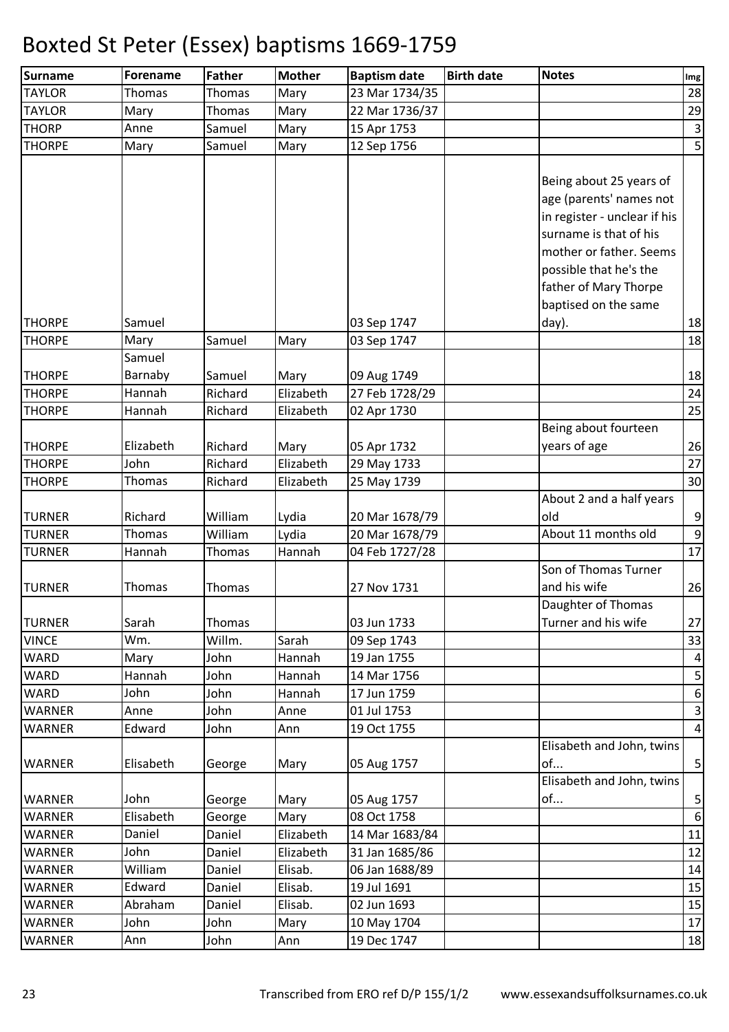# Boxted St Peter (Essex) baptisms 1669-1759

| Surname | Forename | Father | Mother | Baptism date | Birth date | Notes | Img |
|---|---|---|---|---|---|---|---|
| TAYLOR | Thomas | Thomas | Mary | 23 Mar 1734/35 | | | 28 |
| TAYLOR | Mary | Thomas | Mary | 22 Mar 1736/37 | | | 29 |
| THORP | Anne | Samuel | Mary | 15 Apr 1753 | | | 3 |
| THORPE | Mary | Samuel | Mary | 12 Sep 1756 | | | 5 |
| THORPE | Samuel | | | 03 Sep 1747 | | Being about 25 years of age (parents' names not in register - unclear if his surname is that of his mother or father. Seems possible that he's the father of Mary Thorpe baptised on the same day). | 18 |
| THORPE | Mary | Samuel | Mary | 03 Sep 1747 | | | 18 |
| THORPE | Samuel Barnaby | Samuel | Mary | 09 Aug 1749 | | | 18 |
| THORPE | Hannah | Richard | Elizabeth | 27 Feb 1728/29 | | | 24 |
| THORPE | Hannah | Richard | Elizabeth | 02 Apr 1730 | | | 25 |
| THORPE | Elizabeth | Richard | Mary | 05 Apr 1732 | | Being about fourteen years of age | 26 |
| THORPE | John | Richard | Elizabeth | 29 May 1733 | | | 27 |
| THORPE | Thomas | Richard | Elizabeth | 25 May 1739 | | | 30 |
| TURNER | Richard | William | Lydia | 20 Mar 1678/79 | | About 2 and a half years old | 9 |
| TURNER | Thomas | William | Lydia | 20 Mar 1678/79 | | About 11 months old | 9 |
| TURNER | Hannah | Thomas | Hannah | 04 Feb 1727/28 | | | 17 |
| TURNER | Thomas | Thomas | | 27 Nov 1731 | | Son of Thomas Turner and his wife | 26 |
| TURNER | Sarah | Thomas | | 03 Jun 1733 | | Daughter of Thomas Turner and his wife | 27 |
| VINCE | Wm. | Willm. | Sarah | 09 Sep 1743 | | | 33 |
| WARD | Mary | John | Hannah | 19 Jan 1755 | | | 4 |
| WARD | Hannah | John | Hannah | 14 Mar 1756 | | | 5 |
| WARD | John | John | Hannah | 17 Jun 1759 | | | 6 |
| WARNER | Anne | John | Anne | 01 Jul 1753 | | | 3 |
| WARNER | Edward | John | Ann | 19 Oct 1755 | | | 4 |
| WARNER | Elisabeth | George | Mary | 05 Aug 1757 | | Elisabeth and John, twins of... | 5 |
| WARNER | John | George | Mary | 05 Aug 1757 | | Elisabeth and John, twins of... | 5 |
| WARNER | Elisabeth | George | Mary | 08 Oct 1758 | | | 6 |
| WARNER | Daniel | Daniel | Elizabeth | 14 Mar 1683/84 | | | 11 |
| WARNER | John | Daniel | Elizabeth | 31 Jan 1685/86 | | | 12 |
| WARNER | William | Daniel | Elisab. | 06 Jan 1688/89 | | | 14 |
| WARNER | Edward | Daniel | Elisab. | 19 Jul 1691 | | | 15 |
| WARNER | Abraham | Daniel | Elisab. | 02 Jun 1693 | | | 15 |
| WARNER | John | John | Mary | 10 May 1704 | | | 17 |
| WARNER | Ann | John | Ann | 19 Dec 1747 | | | 18 |

Transcribed from ERO ref D/P 155/1/2 www.essexandsuffolksurnames.co.uk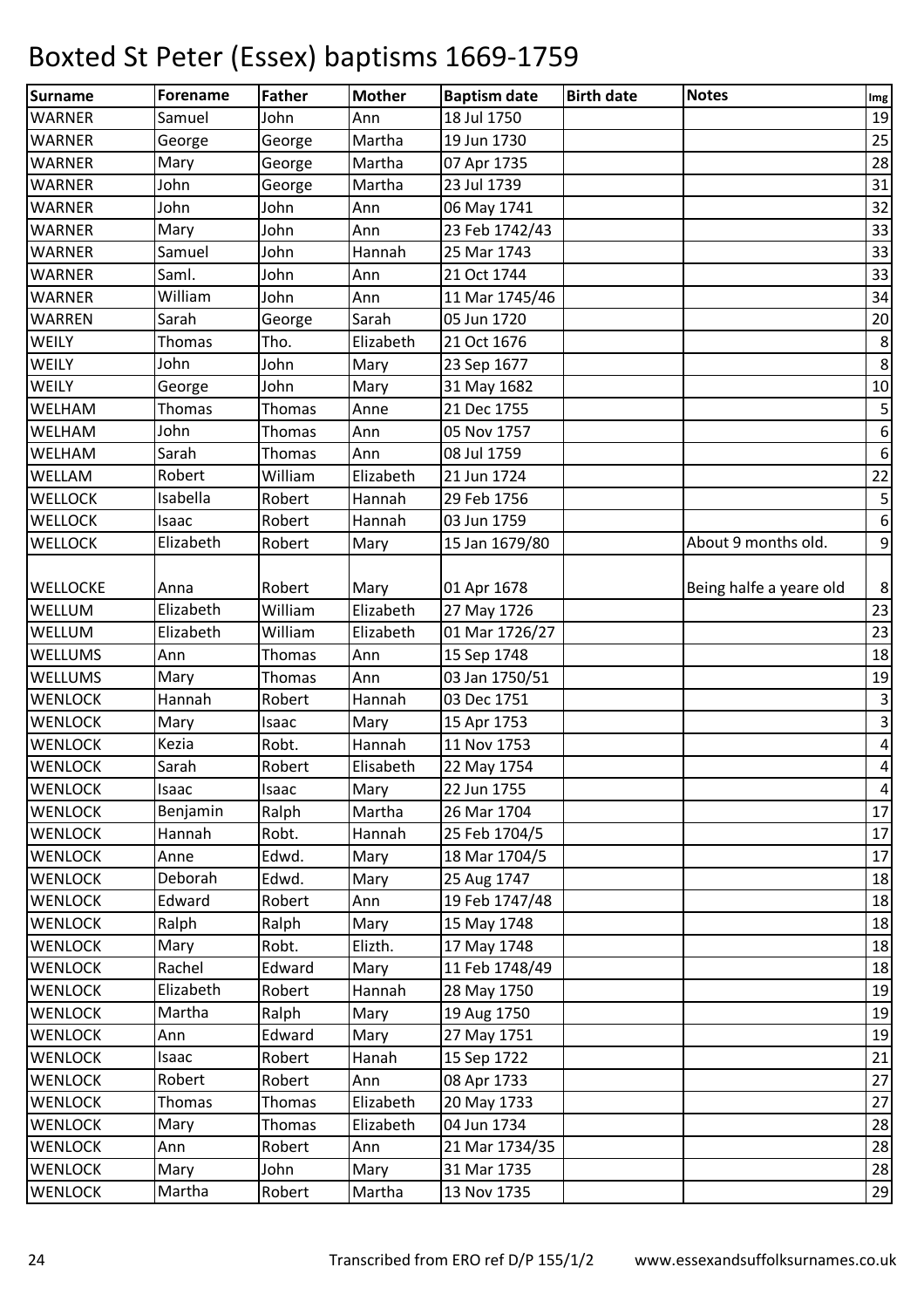# Boxted St Peter (Essex) baptisms 1669-1759

| Surname | Forename | Father | Mother | Baptism date | Birth date | Notes | Img |
|---|---|---|---|---|---|---|---|
| WARNER | Samuel | John | Ann | 18 Jul 1750 | | | 19 |
| WARNER | George | George | Martha | 19 Jun 1730 | | | 25 |
| WARNER | Mary | George | Martha | 07 Apr 1735 | | | 28 |
| WARNER | John | George | Martha | 23 Jul 1739 | | | 31 |
| WARNER | John | John | Ann | 06 May 1741 | | | 32 |
| WARNER | Mary | John | Ann | 23 Feb 1742/43 | | | 33 |
| WARNER | Samuel | John | Hannah | 25 Mar 1743 | | | 33 |
| WARNER | Saml. | John | Ann | 21 Oct 1744 | | | 33 |
| WARNER | William | John | Ann | 11 Mar 1745/46 | | | 34 |
| WARREN | Sarah | George | Sarah | 05 Jun 1720 | | | 20 |
| WEILY | Thomas | Tho. | Elizabeth | 21 Oct 1676 | | | 8 |
| WEILY | John | John | Mary | 23 Sep 1677 | | | 8 |
| WEILY | George | John | Mary | 31 May 1682 | | | 10 |
| WELHAM | Thomas | Thomas | Anne | 21 Dec 1755 | | | 5 |
| WELHAM | John | Thomas | Ann | 05 Nov 1757 | | | 6 |
| WELHAM | Sarah | Thomas | Ann | 08 Jul 1759 | | | 6 |
| WELLAM | Robert | William | Elizabeth | 21 Jun 1724 | | | 22 |
| WELLOCK | Isabella | Robert | Hannah | 29 Feb 1756 | | | 5 |
| WELLOCK | Isaac | Robert | Hannah | 03 Jun 1759 | | | 6 |
| WELLOCK | Elizabeth | Robert | Mary | 15 Jan 1679/80 | | About 9 months old. | 9 |
| WELLOCKE | Anna | Robert | Mary | 01 Apr 1678 | | Being halfe a yeare old | 8 |
| WELLUM | Elizabeth | William | Elizabeth | 27 May 1726 | | | 23 |
| WELLUM | Elizabeth | William | Elizabeth | 01 Mar 1726/27 | | | 23 |
| WELLUMS | Ann | Thomas | Ann | 15 Sep 1748 | | | 18 |
| WELLUMS | Mary | Thomas | Ann | 03 Jan 1750/51 | | | 19 |
| WENLOCK | Hannah | Robert | Hannah | 03 Dec 1751 | | | 3 |
| WENLOCK | Mary | Isaac | Mary | 15 Apr 1753 | | | 3 |
| WENLOCK | Kezia | Robt. | Hannah | 11 Nov 1753 | | | 4 |
| WENLOCK | Sarah | Robert | Elisabeth | 22 May 1754 | | | 4 |
| WENLOCK | Isaac | Isaac | Mary | 22 Jun 1755 | | | 4 |
| WENLOCK | Benjamin | Ralph | Martha | 26 Mar 1704 | | | 17 |
| WENLOCK | Hannah | Robt. | Hannah | 25 Feb 1704/5 | | | 17 |
| WENLOCK | Anne | Edwd. | Mary | 18 Mar 1704/5 | | | 17 |
| WENLOCK | Deborah | Edwd. | Mary | 25 Aug 1747 | | | 18 |
| WENLOCK | Edward | Robert | Ann | 19 Feb 1747/48 | | | 18 |
| WENLOCK | Ralph | Ralph | Mary | 15 May 1748 | | | 18 |
| WENLOCK | Mary | Robt. | Elizth. | 17 May 1748 | | | 18 |
| WENLOCK | Rachel | Edward | Mary | 11 Feb 1748/49 | | | 18 |
| WENLOCK | Elizabeth | Robert | Hannah | 28 May 1750 | | | 19 |
| WENLOCK | Martha | Ralph | Mary | 19 Aug 1750 | | | 19 |
| WENLOCK | Ann | Edward | Mary | 27 May 1751 | | | 19 |
| WENLOCK | Isaac | Robert | Hanah | 15 Sep 1722 | | | 21 |
| WENLOCK | Robert | Robert | Ann | 08 Apr 1733 | | | 27 |
| WENLOCK | Thomas | Thomas | Elizabeth | 20 May 1733 | | | 27 |
| WENLOCK | Mary | Thomas | Elizabeth | 04 Jun 1734 | | | 28 |
| WENLOCK | Ann | Robert | Ann | 21 Mar 1734/35 | | | 28 |
| WENLOCK | Mary | John | Mary | 31 Mar 1735 | | | 28 |
| WENLOCK | Martha | Robert | Martha | 13 Nov 1735 | | | 29 |

Transcribed from ERO ref D/P 155/1/2 www.essexandsuffolksurnames.co.uk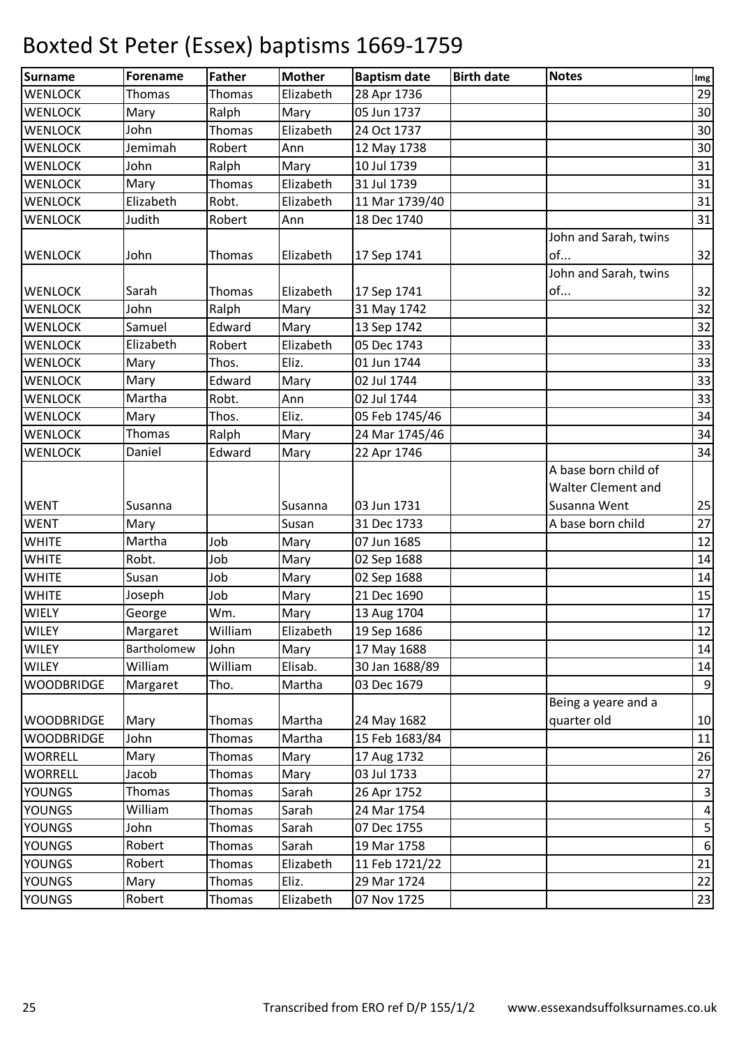# Boxted St Peter (Essex) baptisms 1669-1759

| Surname | Forename | Father | Mother | Baptism date | Birth date | Notes | Img |
|---|---|---|---|---|---|---|---|
| WENLOCK | Thomas | Thomas | Elizabeth | 28 Apr 1736 | | | 29 |
| WENLOCK | Mary | Ralph | Mary | 05 Jun 1737 | | | 30 |
| WENLOCK | John | Thomas | Elizabeth | 24 Oct 1737 | | | 30 |
| WENLOCK | Jemimah | Robert | Ann | 12 May 1738 | | | 30 |
| WENLOCK | John | Ralph | Mary | 10 Jul 1739 | | | 31 |
| WENLOCK | Mary | Thomas | Elizabeth | 31 Jul 1739 | | | 31 |
| WENLOCK | Elizabeth | Robt. | Elizabeth | 11 Mar 1739/40 | | | 31 |
| WENLOCK | Judith | Robert | Ann | 18 Dec 1740 | | | 31 |
| WENLOCK | John | Thomas | Elizabeth | 17 Sep 1741 | | John and Sarah, twins of... | 32 |
| WENLOCK | Sarah | Thomas | Elizabeth | 17 Sep 1741 | | John and Sarah, twins of... | 32 |
| WENLOCK | John | Ralph | Mary | 31 May 1742 | | | 32 |
| WENLOCK | Samuel | Edward | Mary | 13 Sep 1742 | | | 32 |
| WENLOCK | Elizabeth | Robert | Elizabeth | 05 Dec 1743 | | | 33 |
| WENLOCK | Mary | Thos. | Eliz. | 01 Jun 1744 | | | 33 |
| WENLOCK | Mary | Edward | Mary | 02 Jul 1744 | | | 33 |
| WENLOCK | Martha | Robt. | Ann | 02 Jul 1744 | | | 33 |
| WENLOCK | Mary | Thos. | Eliz. | 05 Feb 1745/46 | | | 34 |
| WENLOCK | Thomas | Ralph | Mary | 24 Mar 1745/46 | | | 34 |
| WENLOCK | Daniel | Edward | Mary | 22 Apr 1746 | | | 34 |
| WENT | Susanna | | Susanna | 03 Jun 1731 | | A base born child of Walter Clement and Susanna Went | 25 |
| WENT | Mary | | Susan | 31 Dec 1733 | | A base born child | 27 |
| WHITE | Martha | Job | Mary | 07 Jun 1685 | | | 12 |
| WHITE | Robt. | Job | Mary | 02 Sep 1688 | | | 14 |
| WHITE | Susan | Job | Mary | 02 Sep 1688 | | | 14 |
| WHITE | Joseph | Job | Mary | 21 Dec 1690 | | | 15 |
| WIELY | George | Wm. | Mary | 13 Aug 1704 | | | 17 |
| WILEY | Margaret | William | Elizabeth | 19 Sep 1686 | | | 12 |
| WILEY | Bartholomew | John | Mary | 17 May 1688 | | | 14 |
| WILEY | William | William | Elisab. | 30 Jan 1688/89 | | | 14 |
| WOODBRIDGE | Margaret | Tho. | Martha | 03 Dec 1679 | | | 9 |
| WOODBRIDGE | Mary | Thomas | Martha | 24 May 1682 | | Being a yeare and a quarter old | 10 |
| WOODBRIDGE | John | Thomas | Martha | 15 Feb 1683/84 | | | 11 |
| WORRELL | Mary | Thomas | Mary | 17 Aug 1732 | | | 26 |
| WORRELL | Jacob | Thomas | Mary | 03 Jul 1733 | | | 27 |
| YOUNGS | Thomas | Thomas | Sarah | 26 Apr 1752 | | | 3 |
| YOUNGS | William | Thomas | Sarah | 24 Mar 1754 | | | 4 |
| YOUNGS | John | Thomas | Sarah | 07 Dec 1755 | | | 5 |
| YOUNGS | Robert | Thomas | Sarah | 19 Mar 1758 | | | 6 |
| YOUNGS | Robert | Thomas | Elizabeth | 11 Feb 1721/22 | | | 21 |
| YOUNGS | Mary | Thomas | Eliz. | 29 Mar 1724 | | | 22 |
| YOUNGS | Robert | Thomas | Elizabeth | 07 Nov 1725 | | | 23 |

Transcribed from ERO ref D/P 155/1/2 www.essexandsuffolksurnames.co.uk